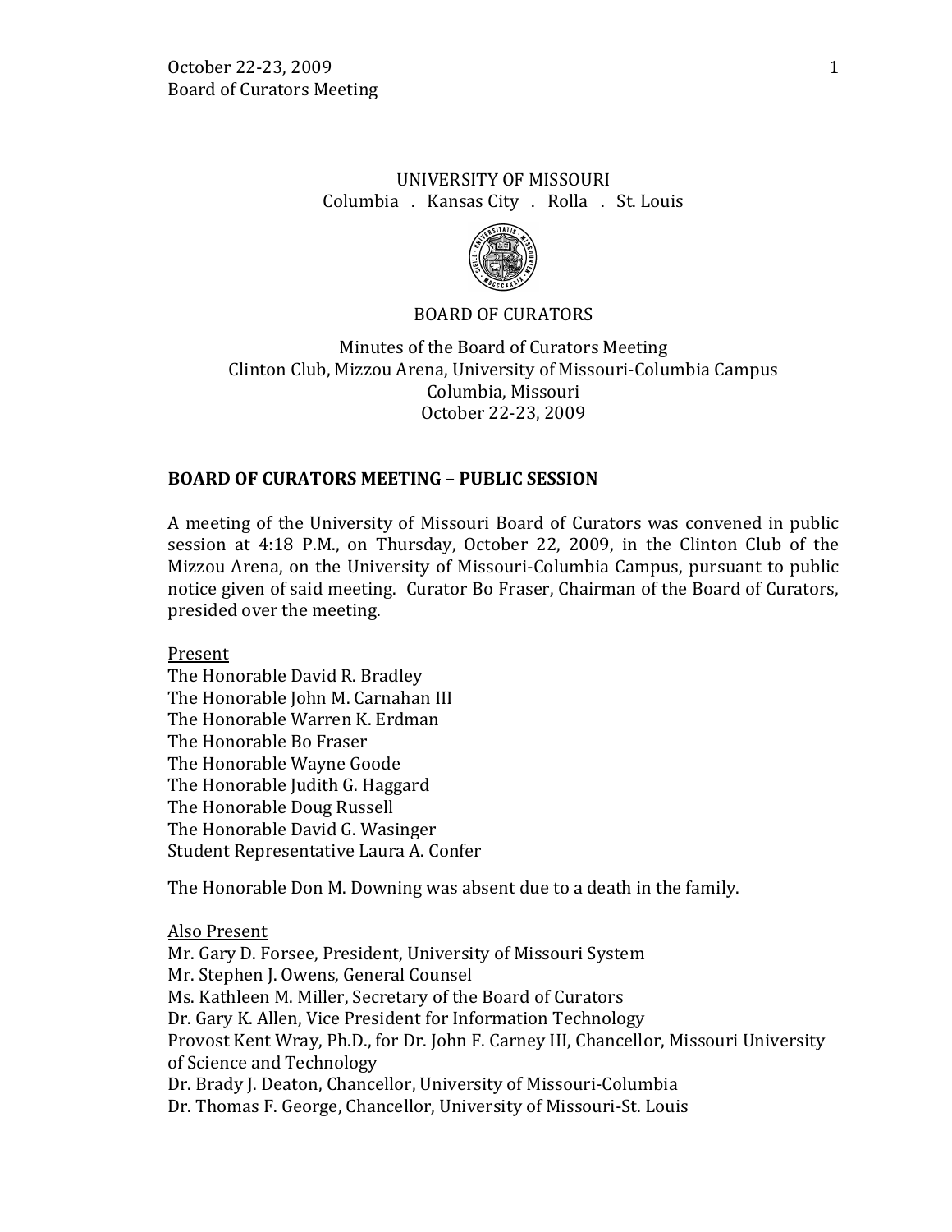UNIVERSITY OF MISSOURI

Columbia . Kansas City . Rolla . St. Louis

BOARD OF CURATORS

Minutes of the Board of Curators Meeting
Clinton Club, Mizzou Arena, University of Missouri-Columbia Campus
Columbia, Missouri
October 22-23, 2009

## BOARD OF CURATORS MEETING – PUBLIC SESSION

A meeting of the University of Missouri Board of Curators was convened in public session at 4:18 P.M., on Thursday, October 22, 2009, in the Clinton Club of the Mizzou Arena, on the University of Missouri-Columbia Campus, pursuant to public notice given of said meeting. Curator Bo Fraser, Chairman of the Board of Curators, presided over the meeting.

Present

The Honorable David R. Bradley
The Honorable John M. Carnahan III
The Honorable Warren K. Erdman
The Honorable Bo Fraser
The Honorable Wayne Goode
The Honorable Judith G. Haggard
The Honorable Doug Russell
The Honorable David G. Wasinger
Student Representative Laura A. Confer

The Honorable Don M. Downing was absent due to a death in the family.

Also Present

Mr. Gary D. Forsee, President, University of Missouri System
Mr. Stephen J. Owens, General Counsel
Ms. Kathleen M. Miller, Secretary of the Board of Curators
Dr. Gary K. Allen, Vice President for Information Technology
Provost Kent Wray, Ph.D., for Dr. John F. Carney III, Chancellor, Missouri University of Science and Technology
Dr. Brady J. Deaton, Chancellor, University of Missouri-Columbia
Dr. Thomas F. George, Chancellor, University of Missouri-St. Louis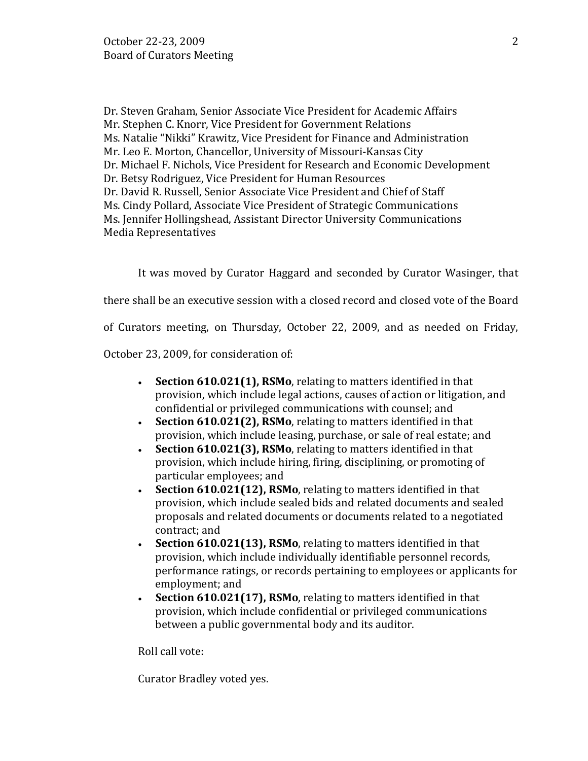Dr. Steven Graham, Senior Associate Vice President for Academic Affairs
Mr. Stephen C. Knorr, Vice President for Government Relations
Ms. Natalie "Nikki" Krawitz, Vice President for Finance and Administration
Mr. Leo E. Morton, Chancellor, University of Missouri-Kansas City
Dr. Michael F. Nichols, Vice President for Research and Economic Development
Dr. Betsy Rodriguez, Vice President for Human Resources
Dr. David R. Russell, Senior Associate Vice President and Chief of Staff
Ms. Cindy Pollard, Associate Vice President of Strategic Communications
Ms. Jennifer Hollingshead, Assistant Director University Communications
Media Representatives

It was moved by Curator Haggard and seconded by Curator Wasinger, that there shall be an executive session with a closed record and closed vote of the Board of Curators meeting, on Thursday, October 22, 2009, and as needed on Friday, October 23, 2009, for consideration of:

- **Section 610.021(1), RSMo**, relating to matters identified in that provision, which include legal actions, causes of action or litigation, and confidential or privileged communications with counsel; and
- **Section 610.021(2), RSMo**, relating to matters identified in that provision, which include leasing, purchase, or sale of real estate; and
- **Section 610.021(3), RSMo**, relating to matters identified in that provision, which include hiring, firing, disciplining, or promoting of particular employees; and
- **Section 610.021(12), RSMo**, relating to matters identified in that provision, which include sealed bids and related documents and sealed proposals and related documents or documents related to a negotiated contract; and
- **Section 610.021(13), RSMo**, relating to matters identified in that provision, which include individually identifiable personnel records, performance ratings, or records pertaining to employees or applicants for employment; and
- **Section 610.021(17), RSMo**, relating to matters identified in that provision, which include confidential or privileged communications between a public governmental body and its auditor.

Roll call vote:

Curator Bradley voted yes.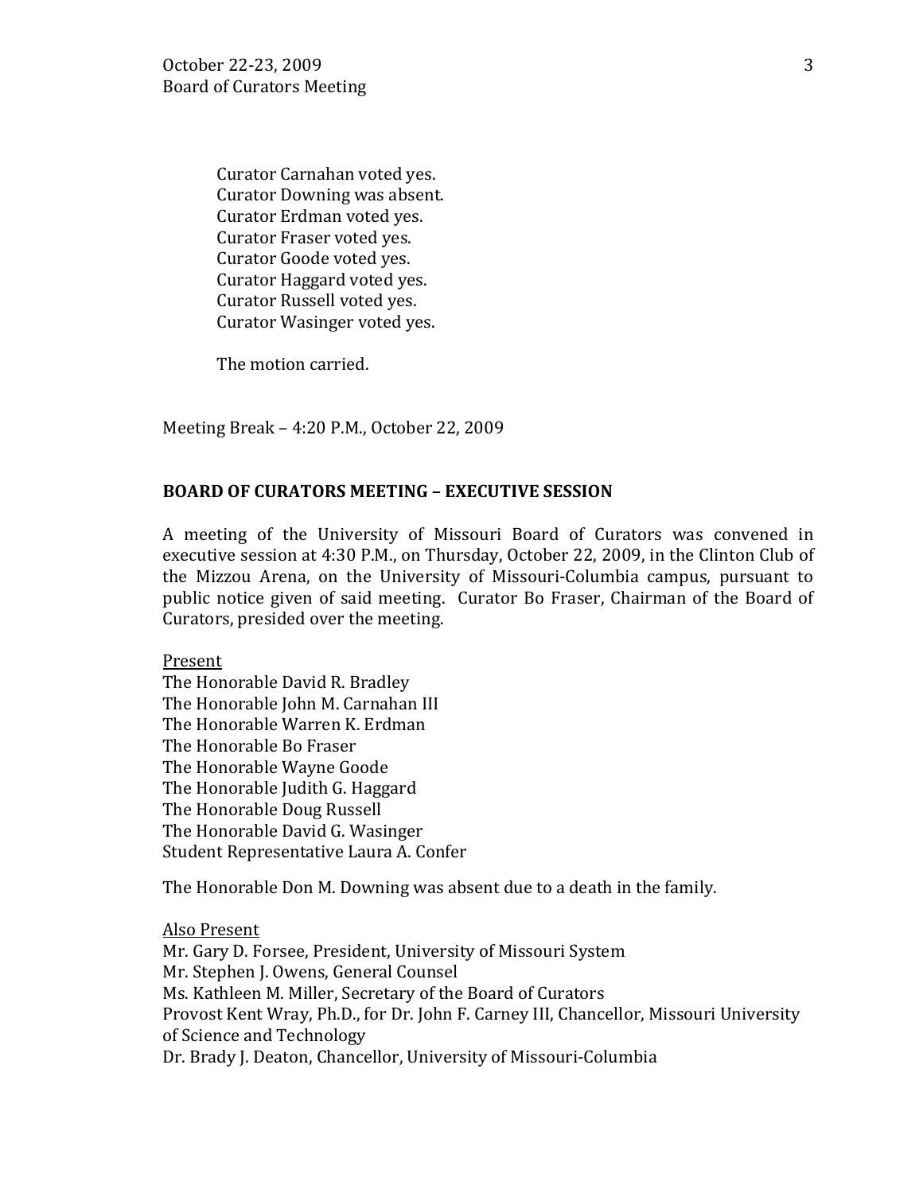Curator Carnahan voted yes.
Curator Downing was absent.
Curator Erdman voted yes.
Curator Fraser voted yes.
Curator Goode voted yes.
Curator Haggard voted yes.
Curator Russell voted yes.
Curator Wasinger voted yes.

The motion carried.

Meeting Break – 4:20 P.M., October 22, 2009

**BOARD OF CURATORS MEETING – EXECUTIVE SESSION**

A meeting of the University of Missouri Board of Curators was convened in executive session at 4:30 P.M., on Thursday, October 22, 2009, in the Clinton Club of the Mizzou Arena, on the University of Missouri-Columbia campus, pursuant to public notice given of said meeting. Curator Bo Fraser, Chairman of the Board of Curators, presided over the meeting.

Present
The Honorable David R. Bradley
The Honorable John M. Carnahan III
The Honorable Warren K. Erdman
The Honorable Bo Fraser
The Honorable Wayne Goode
The Honorable Judith G. Haggard
The Honorable Doug Russell
The Honorable David G. Wasinger
Student Representative Laura A. Confer

The Honorable Don M. Downing was absent due to a death in the family.

Also Present
Mr. Gary D. Forsee, President, University of Missouri System
Mr. Stephen J. Owens, General Counsel
Ms. Kathleen M. Miller, Secretary of the Board of Curators
Provost Kent Wray, Ph.D., for Dr. John F. Carney III, Chancellor, Missouri University of Science and Technology
Dr. Brady J. Deaton, Chancellor, University of Missouri-Columbia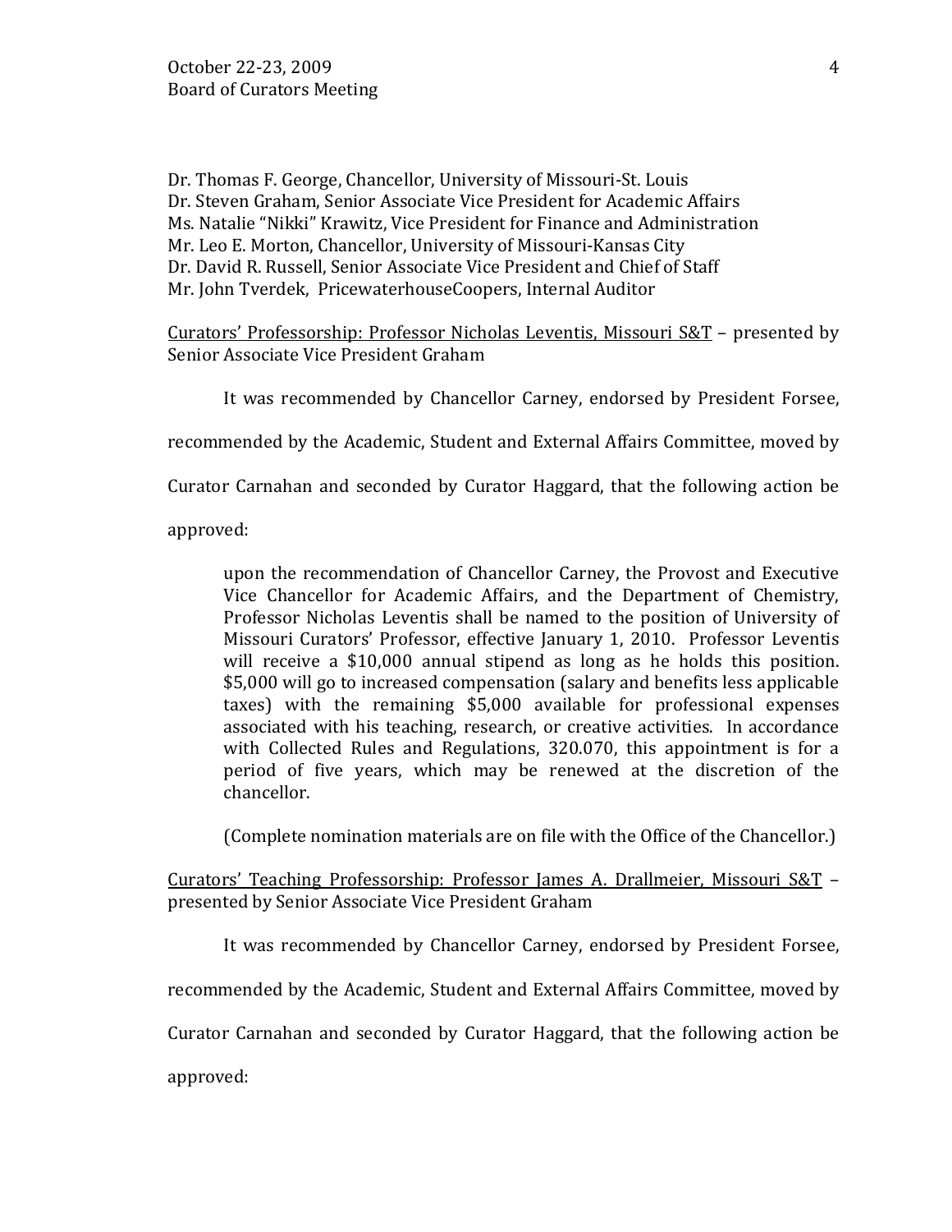Dr. Thomas F. George, Chancellor, University of Missouri-St. Louis
Dr. Steven Graham, Senior Associate Vice President for Academic Affairs
Ms. Natalie "Nikki" Krawitz, Vice President for Finance and Administration
Mr. Leo E. Morton, Chancellor, University of Missouri-Kansas City
Dr. David R. Russell, Senior Associate Vice President and Chief of Staff
Mr. John Tverdek, PricewaterhouseCoopers, Internal Auditor

<u>Curators' Professorship: Professor Nicholas Leventis, Missouri S&T</u> – presented by Senior Associate Vice President Graham

It was recommended by Chancellor Carney, endorsed by President Forsee, recommended by the Academic, Student and External Affairs Committee, moved by Curator Carnahan and seconded by Curator Haggard, that the following action be approved:

> upon the recommendation of Chancellor Carney, the Provost and Executive Vice Chancellor for Academic Affairs, and the Department of Chemistry, Professor Nicholas Leventis shall be named to the position of University of Missouri Curators' Professor, effective January 1, 2010. Professor Leventis will receive a $10,000 annual stipend as long as he holds this position. $5,000 will go to increased compensation (salary and benefits less applicable taxes) with the remaining $5,000 available for professional expenses associated with his teaching, research, or creative activities. In accordance with Collected Rules and Regulations, 320.070, this appointment is for a period of five years, which may be renewed at the discretion of the chancellor.
>
> (Complete nomination materials are on file with the Office of the Chancellor.)

<u>Curators' Teaching Professorship: Professor James A. Drallmeier, Missouri S&T</u> – presented by Senior Associate Vice President Graham

It was recommended by Chancellor Carney, endorsed by President Forsee, recommended by the Academic, Student and External Affairs Committee, moved by Curator Carnahan and seconded by Curator Haggard, that the following action be approved: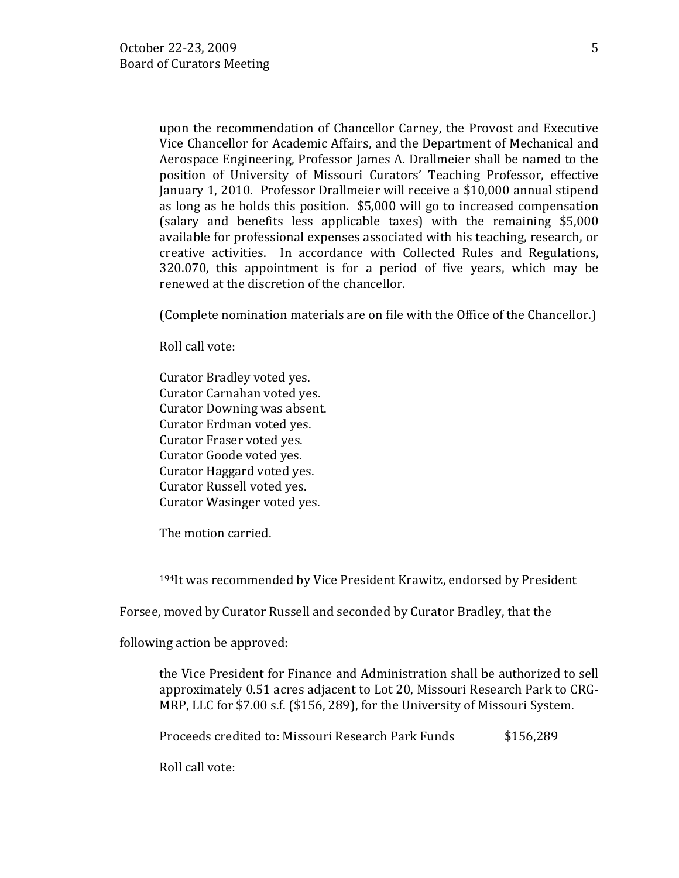upon the recommendation of Chancellor Carney, the Provost and Executive Vice Chancellor for Academic Affairs, and the Department of Mechanical and Aerospace Engineering, Professor James A. Drallmeier shall be named to the position of University of Missouri Curators' Teaching Professor, effective January 1, 2010. Professor Drallmeier will receive a $10,000 annual stipend as long as he holds this position. $5,000 will go to increased compensation (salary and benefits less applicable taxes) with the remaining $5,000 available for professional expenses associated with his teaching, research, or creative activities. In accordance with Collected Rules and Regulations, 320.070, this appointment is for a period of five years, which may be renewed at the discretion of the chancellor.

(Complete nomination materials are on file with the Office of the Chancellor.)

Roll call vote:

Curator Bradley voted yes.
Curator Carnahan voted yes.
Curator Downing was absent.
Curator Erdman voted yes.
Curator Fraser voted yes.
Curator Goode voted yes.
Curator Haggard voted yes.
Curator Russell voted yes.
Curator Wasinger voted yes.

The motion carried.

[194]It was recommended by Vice President Krawitz, endorsed by President Forsee, moved by Curator Russell and seconded by Curator Bradley, that the following action be approved:

the Vice President for Finance and Administration shall be authorized to sell approximately 0.51 acres adjacent to Lot 20, Missouri Research Park to CRG-MRP, LLC for $7.00 s.f. ($156, 289), for the University of Missouri System.

Proceeds credited to: Missouri Research Park Funds $156,289

Roll call vote: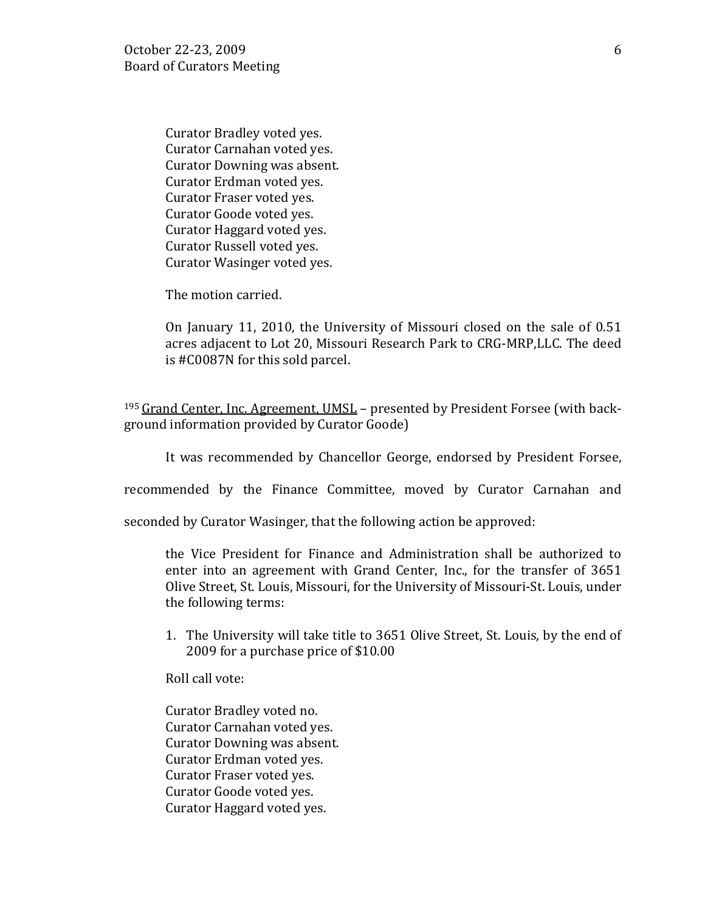Curator Bradley voted yes.
Curator Carnahan voted yes.
Curator Downing was absent.
Curator Erdman voted yes.
Curator Fraser voted yes.
Curator Goode voted yes.
Curator Haggard voted yes.
Curator Russell voted yes.
Curator Wasinger voted yes.

The motion carried.

On January 11, 2010, the University of Missouri closed on the sale of 0.51 acres adjacent to Lot 20, Missouri Research Park to CRG-MRP,LLC. The deed is #C0087N for this sold parcel.

[195] <u>Grand Center, Inc. Agreement, UMSL</u> – presented by President Forsee (with background information provided by Curator Goode)

It was recommended by Chancellor George, endorsed by President Forsee, recommended by the Finance Committee, moved by Curator Carnahan and seconded by Curator Wasinger, that the following action be approved:

the Vice President for Finance and Administration shall be authorized to enter into an agreement with Grand Center, Inc., for the transfer of 3651 Olive Street, St. Louis, Missouri, for the University of Missouri-St. Louis, under the following terms:

1. The University will take title to 3651 Olive Street, St. Louis, by the end of 2009 for a purchase price of $10.00

Roll call vote:

Curator Bradley voted no.
Curator Carnahan voted yes.
Curator Downing was absent.
Curator Erdman voted yes.
Curator Fraser voted yes.
Curator Goode voted yes.
Curator Haggard voted yes.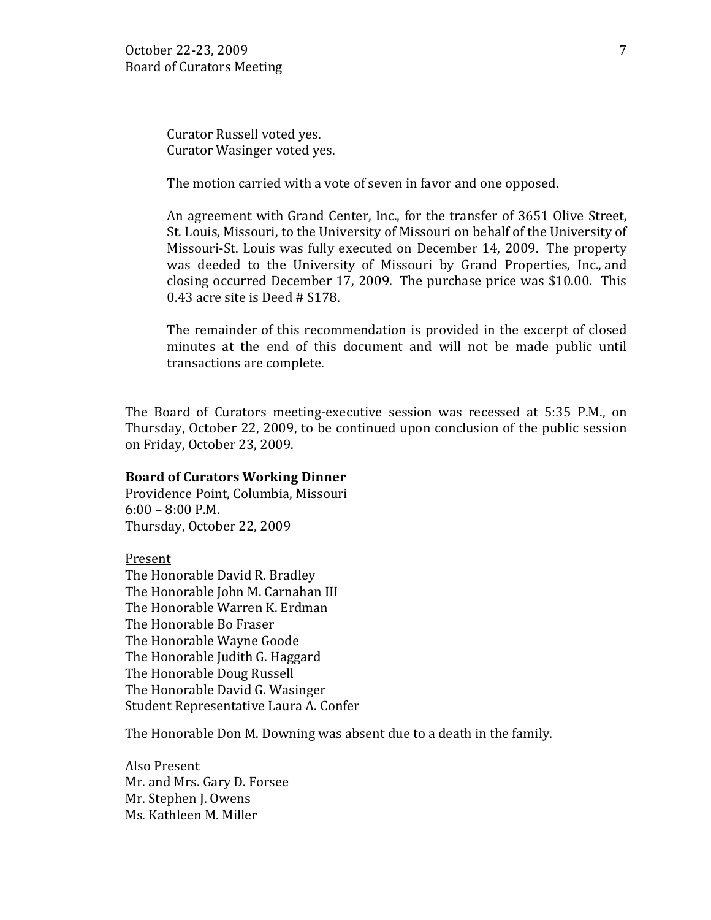Curator Russell voted yes.
Curator Wasinger voted yes.

The motion carried with a vote of seven in favor and one opposed.

An agreement with Grand Center, Inc., for the transfer of 3651 Olive Street, St. Louis, Missouri, to the University of Missouri on behalf of the University of Missouri-St. Louis was fully executed on December 14, 2009. The property was deeded to the University of Missouri by Grand Properties, Inc., and closing occurred December 17, 2009. The purchase price was $10.00. This 0.43 acre site is Deed # S178.

The remainder of this recommendation is provided in the excerpt of closed minutes at the end of this document and will not be made public until transactions are complete.

The Board of Curators meeting-executive session was recessed at 5:35 P.M., on Thursday, October 22, 2009, to be continued upon conclusion of the public session on Friday, October 23, 2009.

**Board of Curators Working Dinner**
Providence Point, Columbia, Missouri
6:00 – 8:00 P.M.
Thursday, October 22, 2009

Present
The Honorable David R. Bradley
The Honorable John M. Carnahan III
The Honorable Warren K. Erdman
The Honorable Bo Fraser
The Honorable Wayne Goode
The Honorable Judith G. Haggard
The Honorable Doug Russell
The Honorable David G. Wasinger
Student Representative Laura A. Confer

The Honorable Don M. Downing was absent due to a death in the family.

Also Present
Mr. and Mrs. Gary D. Forsee
Mr. Stephen J. Owens
Ms. Kathleen M. Miller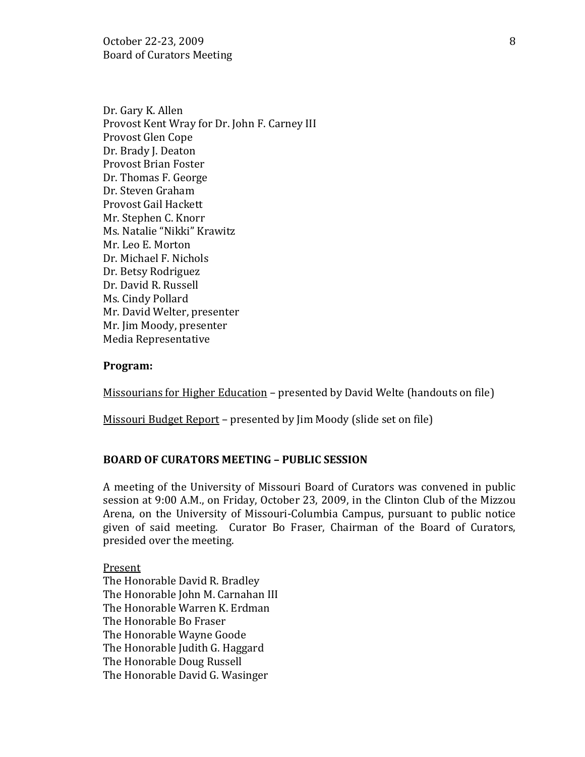Dr. Gary K. Allen
Provost Kent Wray for Dr. John F. Carney III
Provost Glen Cope
Dr. Brady J. Deaton
Provost Brian Foster
Dr. Thomas F. George
Dr. Steven Graham
Provost Gail Hackett
Mr. Stephen C. Knorr
Ms. Natalie "Nikki" Krawitz
Mr. Leo E. Morton
Dr. Michael F. Nichols
Dr. Betsy Rodriguez
Dr. David R. Russell
Ms. Cindy Pollard
Mr. David Welter, presenter
Mr. Jim Moody, presenter
Media Representative

**Program:**

Missourians for Higher Education – presented by David Welte (handouts on file)

Missouri Budget Report – presented by Jim Moody (slide set on file)

**BOARD OF CURATORS MEETING – PUBLIC SESSION**

A meeting of the University of Missouri Board of Curators was convened in public session at 9:00 A.M., on Friday, October 23, 2009, in the Clinton Club of the Mizzou Arena, on the University of Missouri-Columbia Campus, pursuant to public notice given of said meeting. Curator Bo Fraser, Chairman of the Board of Curators, presided over the meeting.

Present
The Honorable David R. Bradley
The Honorable John M. Carnahan III
The Honorable Warren K. Erdman
The Honorable Bo Fraser
The Honorable Wayne Goode
The Honorable Judith G. Haggard
The Honorable Doug Russell
The Honorable David G. Wasinger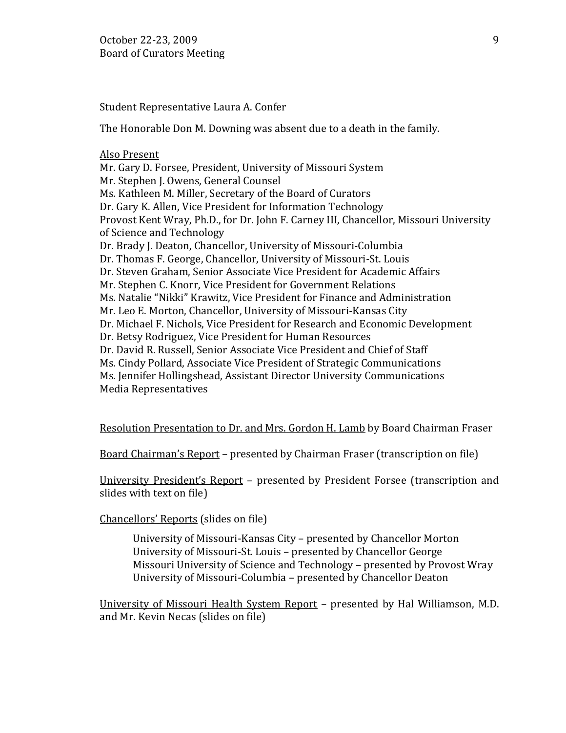Student Representative Laura A. Confer

The Honorable Don M. Downing was absent due to a death in the family.

<u>Also Present</u>

Mr. Gary D. Forsee, President, University of Missouri System
Mr. Stephen J. Owens, General Counsel
Ms. Kathleen M. Miller, Secretary of the Board of Curators
Dr. Gary K. Allen, Vice President for Information Technology
Provost Kent Wray, Ph.D., for Dr. John F. Carney III, Chancellor, Missouri University of Science and Technology
Dr. Brady J. Deaton, Chancellor, University of Missouri-Columbia
Dr. Thomas F. George, Chancellor, University of Missouri-St. Louis
Dr. Steven Graham, Senior Associate Vice President for Academic Affairs
Mr. Stephen C. Knorr, Vice President for Government Relations
Ms. Natalie "Nikki" Krawitz, Vice President for Finance and Administration
Mr. Leo E. Morton, Chancellor, University of Missouri-Kansas City
Dr. Michael F. Nichols, Vice President for Research and Economic Development
Dr. Betsy Rodriguez, Vice President for Human Resources
Dr. David R. Russell, Senior Associate Vice President and Chief of Staff
Ms. Cindy Pollard, Associate Vice President of Strategic Communications
Ms. Jennifer Hollingshead, Assistant Director University Communications
Media Representatives

<u>Resolution Presentation to Dr. and Mrs. Gordon H. Lamb</u> by Board Chairman Fraser

<u>Board Chairman's Report</u> – presented by Chairman Fraser (transcription on file)

<u>University President's Report</u> – presented by President Forsee (transcription and slides with text on file)

<u>Chancellors' Reports</u> (slides on file)

University of Missouri-Kansas City – presented by Chancellor Morton
University of Missouri-St. Louis – presented by Chancellor George
Missouri University of Science and Technology – presented by Provost Wray
University of Missouri-Columbia – presented by Chancellor Deaton

<u>University of Missouri Health System Report</u> – presented by Hal Williamson, M.D. and Mr. Kevin Necas (slides on file)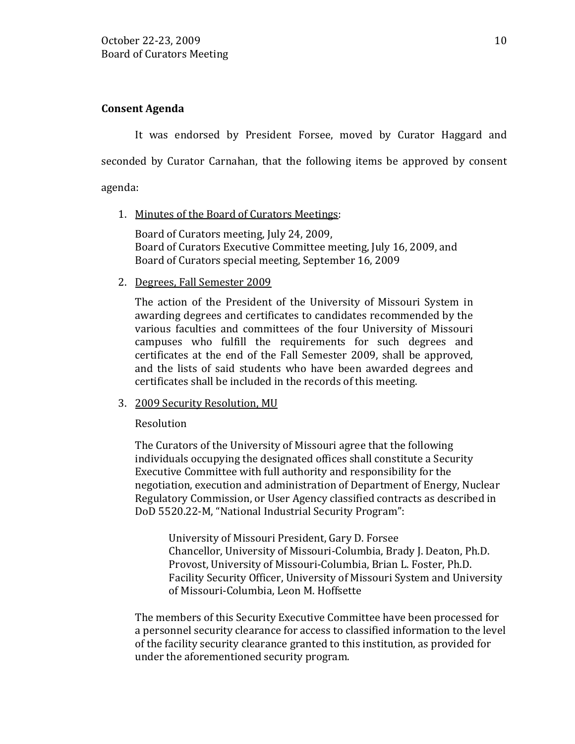**Consent Agenda**

It was endorsed by President Forsee, moved by Curator Haggard and seconded by Curator Carnahan, that the following items be approved by consent agenda:

1. Minutes of the Board of Curators Meetings:

   Board of Curators meeting, July 24, 2009,
   Board of Curators Executive Committee meeting, July 16, 2009, and
   Board of Curators special meeting, September 16, 2009

2. Degrees, Fall Semester 2009

   The action of the President of the University of Missouri System in awarding degrees and certificates to candidates recommended by the various faculties and committees of the four University of Missouri campuses who fulfill the requirements for such degrees and certificates at the end of the Fall Semester 2009, shall be approved, and the lists of said students who have been awarded degrees and certificates shall be included in the records of this meeting.

3. 2009 Security Resolution, MU

   Resolution

   The Curators of the University of Missouri agree that the following individuals occupying the designated offices shall constitute a Security Executive Committee with full authority and responsibility for the negotiation, execution and administration of Department of Energy, Nuclear Regulatory Commission, or User Agency classified contracts as described in DoD 5520.22-M, "National Industrial Security Program":

   University of Missouri President, Gary D. Forsee
   Chancellor, University of Missouri-Columbia, Brady J. Deaton, Ph.D.
   Provost, University of Missouri-Columbia, Brian L. Foster, Ph.D.
   Facility Security Officer, University of Missouri System and University of Missouri-Columbia, Leon M. Hoffsette

   The members of this Security Executive Committee have been processed for a personnel security clearance for access to classified information to the level of the facility security clearance granted to this institution, as provided for under the aforementioned security program.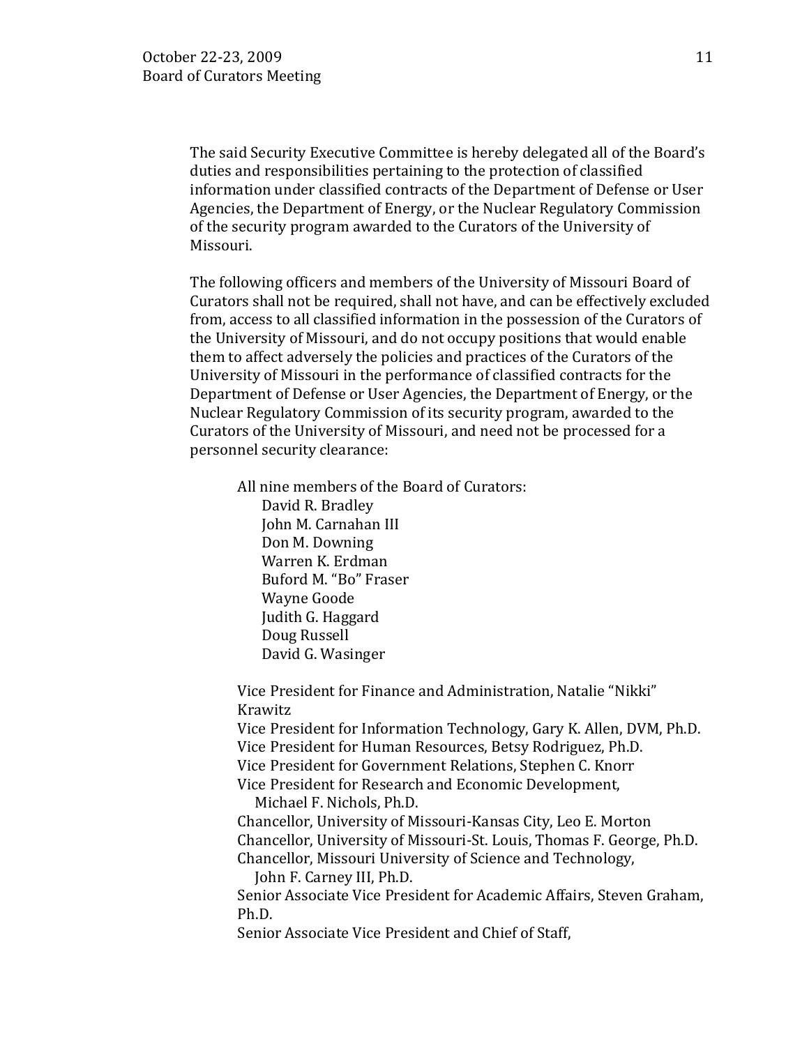The said Security Executive Committee is hereby delegated all of the Board's duties and responsibilities pertaining to the protection of classified information under classified contracts of the Department of Defense or User Agencies, the Department of Energy, or the Nuclear Regulatory Commission of the security program awarded to the Curators of the University of Missouri.

The following officers and members of the University of Missouri Board of Curators shall not be required, shall not have, and can be effectively excluded from, access to all classified information in the possession of the Curators of the University of Missouri, and do not occupy positions that would enable them to affect adversely the policies and practices of the Curators of the University of Missouri in the performance of classified contracts for the Department of Defense or User Agencies, the Department of Energy, or the Nuclear Regulatory Commission of its security program, awarded to the Curators of the University of Missouri, and need not be processed for a personnel security clearance:

All nine members of the Board of Curators:

- David R. Bradley
- John M. Carnahan III
- Don M. Downing
- Warren K. Erdman
- Buford M. "Bo" Fraser
- Wayne Goode
- Judith G. Haggard
- Doug Russell
- David G. Wasinger

Vice President for Finance and Administration, Natalie "Nikki" Krawitz
Vice President for Information Technology, Gary K. Allen, DVM, Ph.D.
Vice President for Human Resources, Betsy Rodriguez, Ph.D.
Vice President for Government Relations, Stephen C. Knorr
Vice President for Research and Economic Development, Michael F. Nichols, Ph.D.
Chancellor, University of Missouri-Kansas City, Leo E. Morton
Chancellor, University of Missouri-St. Louis, Thomas F. George, Ph.D.
Chancellor, Missouri University of Science and Technology, John F. Carney III, Ph.D.
Senior Associate Vice President for Academic Affairs, Steven Graham, Ph.D.
Senior Associate Vice President and Chief of Staff,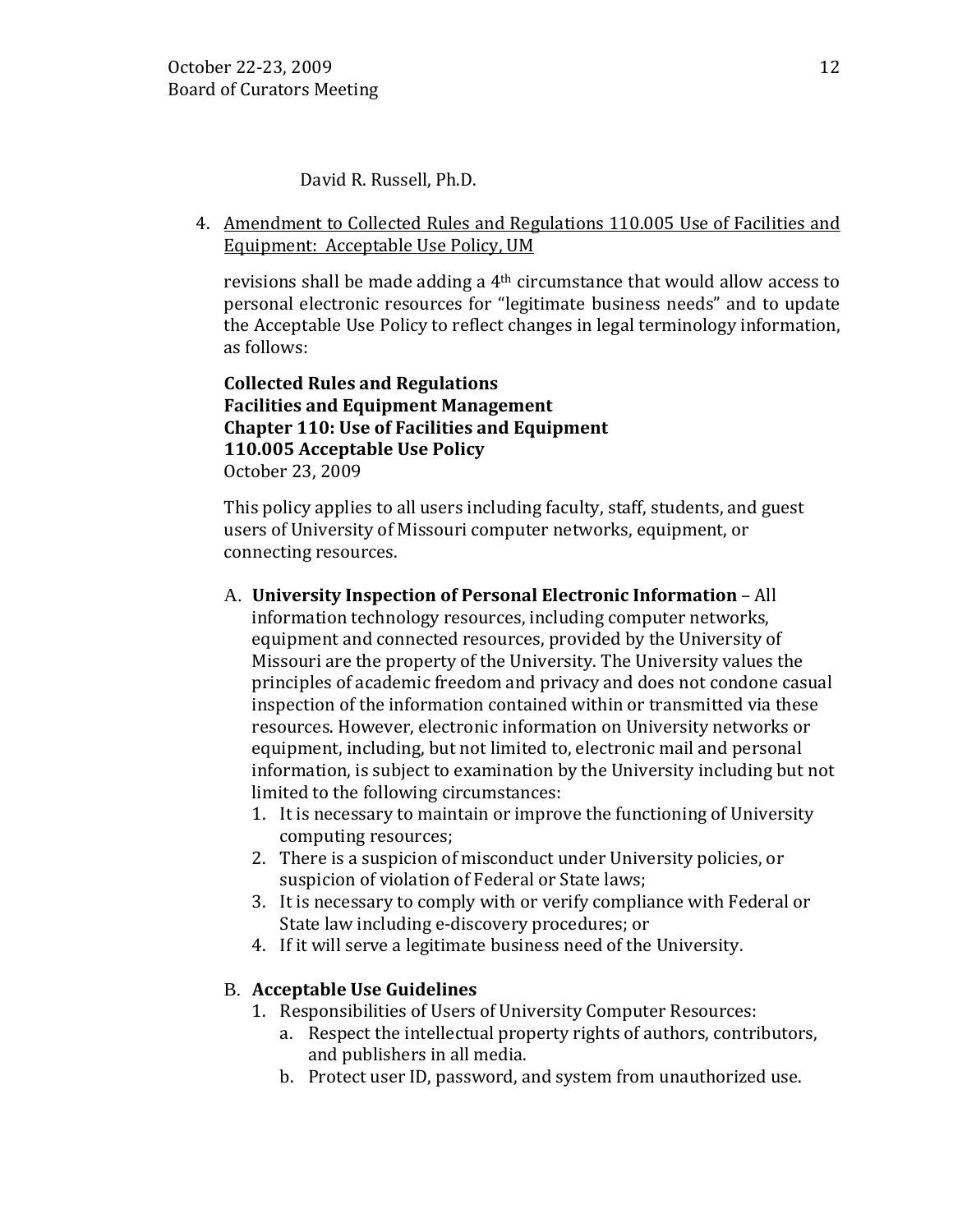David R. Russell, Ph.D.

4. <u>Amendment to Collected Rules and Regulations 110.005 Use of Facilities and Equipment: Acceptable Use Policy, UM</u>

   revisions shall be made adding a 4th circumstance that would allow access to personal electronic resources for "legitimate business needs" and to update the Acceptable Use Policy to reflect changes in legal terminology information, as follows:

   **Collected Rules and Regulations**
   **Facilities and Equipment Management**
   **Chapter 110: Use of Facilities and Equipment**
   **110.005 Acceptable Use Policy**
   October 23, 2009

   This policy applies to all users including faculty, staff, students, and guest users of University of Missouri computer networks, equipment, or connecting resources.

   A. **University Inspection of Personal Electronic Information** – All information technology resources, including computer networks, equipment and connected resources, provided by the University of Missouri are the property of the University. The University values the principles of academic freedom and privacy and does not condone casual inspection of the information contained within or transmitted via these resources. However, electronic information on University networks or equipment, including, but not limited to, electronic mail and personal information, is subject to examination by the University including but not limited to the following circumstances:
      1. It is necessary to maintain or improve the functioning of University computing resources;
      2. There is a suspicion of misconduct under University policies, or suspicion of violation of Federal or State laws;
      3. It is necessary to comply with or verify compliance with Federal or State law including e-discovery procedures; or
      4. If it will serve a legitimate business need of the University.

   B. **Acceptable Use Guidelines**
      1. Responsibilities of Users of University Computer Resources:
         a. Respect the intellectual property rights of authors, contributors, and publishers in all media.
         b. Protect user ID, password, and system from unauthorized use.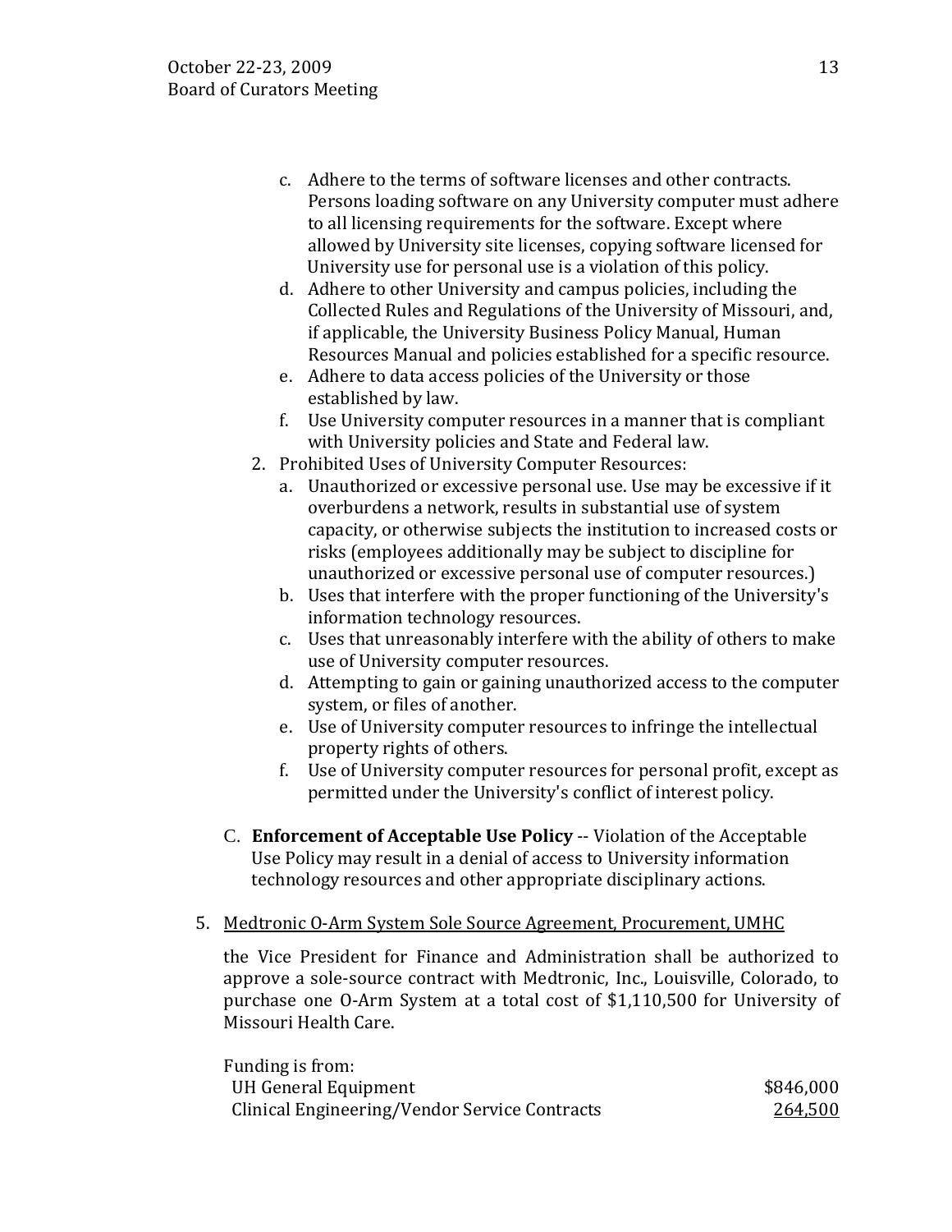c. Adhere to the terms of software licenses and other contracts. Persons loading software on any University computer must adhere to all licensing requirements for the software. Except where allowed by University site licenses, copying software licensed for University use for personal use is a violation of this policy.
d. Adhere to other University and campus policies, including the Collected Rules and Regulations of the University of Missouri, and, if applicable, the University Business Policy Manual, Human Resources Manual and policies established for a specific resource.
e. Adhere to data access policies of the University or those established by law.
f. Use University computer resources in a manner that is compliant with University policies and State and Federal law.

2. Prohibited Uses of University Computer Resources:
   a. Unauthorized or excessive personal use. Use may be excessive if it overburdens a network, results in substantial use of system capacity, or otherwise subjects the institution to increased costs or risks (employees additionally may be subject to discipline for unauthorized or excessive personal use of computer resources.)
   b. Uses that interfere with the proper functioning of the University's information technology resources.
   c. Uses that unreasonably interfere with the ability of others to make use of University computer resources.
   d. Attempting to gain or gaining unauthorized access to the computer system, or files of another.
   e. Use of University computer resources to infringe the intellectual property rights of others.
   f. Use of University computer resources for personal profit, except as permitted under the University's conflict of interest policy.

C. **Enforcement of Acceptable Use Policy** -- Violation of the Acceptable Use Policy may result in a denial of access to University information technology resources and other appropriate disciplinary actions.

5. Medtronic O-Arm System Sole Source Agreement, Procurement, UMHC

the Vice President for Finance and Administration shall be authorized to approve a sole-source contract with Medtronic, Inc., Louisville, Colorado, to purchase one O-Arm System at a total cost of $1,110,500 for University of Missouri Health Care.

Funding is from:

| | |
|---|---|
| UH General Equipment | $846,000 |
| Clinical Engineering/Vendor Service Contracts | 264,500 |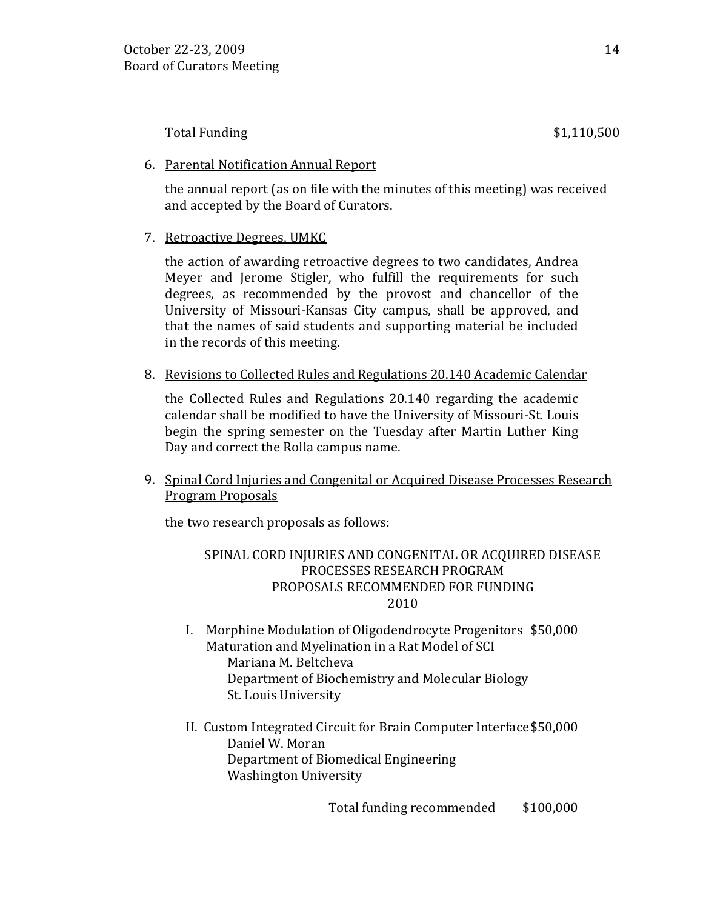Total Funding $1,110,500

6. Parental Notification Annual Report

   the annual report (as on file with the minutes of this meeting) was received and accepted by the Board of Curators.

7. Retroactive Degrees, UMKC

   the action of awarding retroactive degrees to two candidates, Andrea Meyer and Jerome Stigler, who fulfill the requirements for such degrees, as recommended by the provost and chancellor of the University of Missouri-Kansas City campus, shall be approved, and that the names of said students and supporting material be included in the records of this meeting.

8. Revisions to Collected Rules and Regulations 20.140 Academic Calendar

   the Collected Rules and Regulations 20.140 regarding the academic calendar shall be modified to have the University of Missouri-St. Louis begin the spring semester on the Tuesday after Martin Luther King Day and correct the Rolla campus name.

9. Spinal Cord Injuries and Congenital or Acquired Disease Processes Research Program Proposals

   the two research proposals as follows:

SPINAL CORD INJURIES AND CONGENITAL OR ACQUIRED DISEASE PROCESSES RESEARCH PROGRAM
PROPOSALS RECOMMENDED FOR FUNDING
2010

I. Morphine Modulation of Oligodendrocyte Progenitors Maturation and Myelination in a Rat Model of SCI — $50,000
   Mariana M. Beltcheva
   Department of Biochemistry and Molecular Biology
   St. Louis University

II. Custom Integrated Circuit for Brain Computer Interface — $50,000
   Daniel W. Moran
   Department of Biomedical Engineering
   Washington University

Total funding recommended $100,000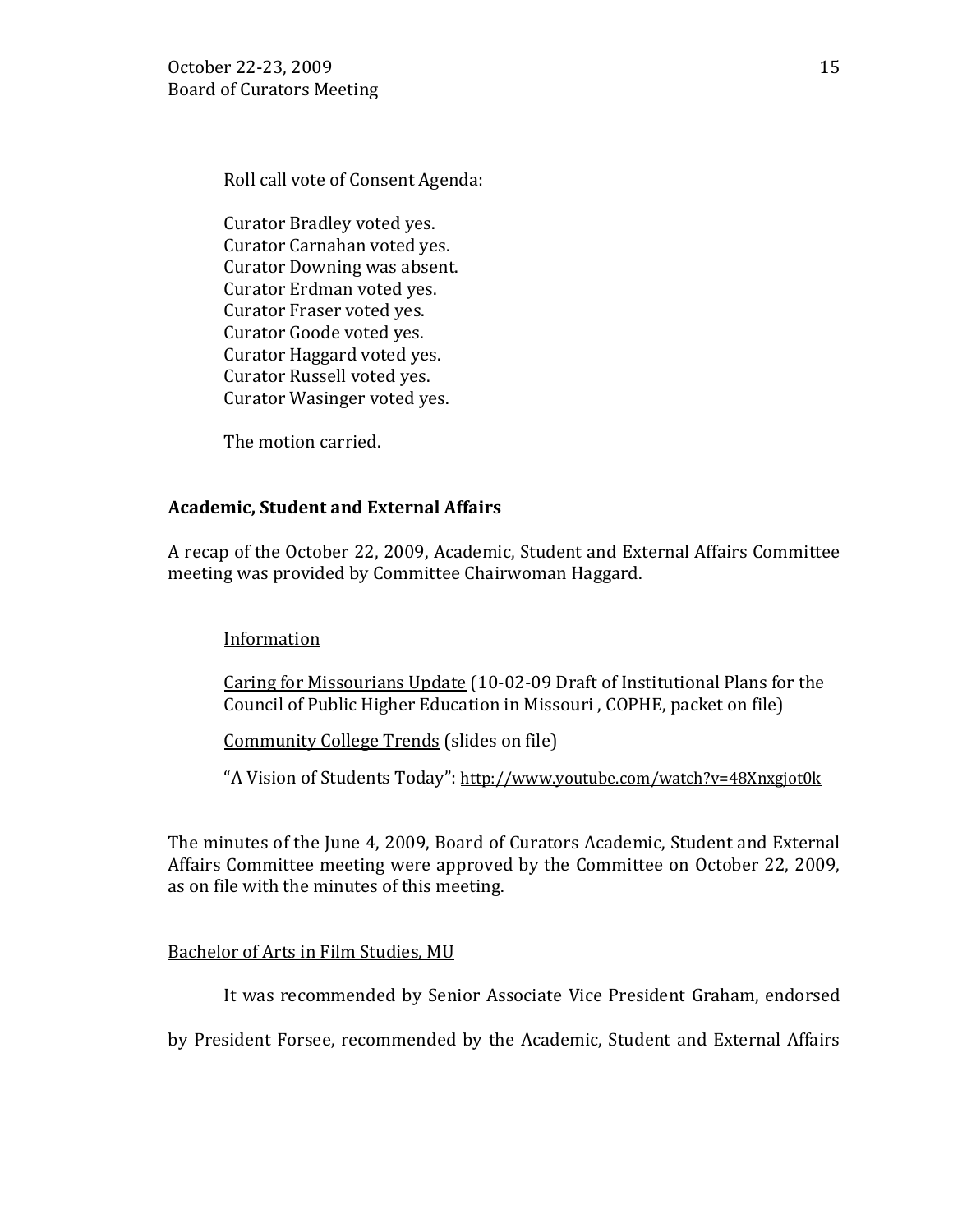Roll call vote of Consent Agenda:

Curator Bradley voted yes.
Curator Carnahan voted yes.
Curator Downing was absent.
Curator Erdman voted yes.
Curator Fraser voted yes.
Curator Goode voted yes.
Curator Haggard voted yes.
Curator Russell voted yes.
Curator Wasinger voted yes.

The motion carried.

**Academic, Student and External Affairs**

A recap of the October 22, 2009, Academic, Student and External Affairs Committee meeting was provided by Committee Chairwoman Haggard.

Information

Caring for Missourians Update (10-02-09 Draft of Institutional Plans for the Council of Public Higher Education in Missouri , COPHE, packet on file)

Community College Trends (slides on file)

"A Vision of Students Today": http://www.youtube.com/watch?v=48Xnxgjot0k

The minutes of the June 4, 2009, Board of Curators Academic, Student and External Affairs Committee meeting were approved by the Committee on October 22, 2009, as on file with the minutes of this meeting.

Bachelor of Arts in Film Studies, MU

It was recommended by Senior Associate Vice President Graham, endorsed by President Forsee, recommended by the Academic, Student and External Affairs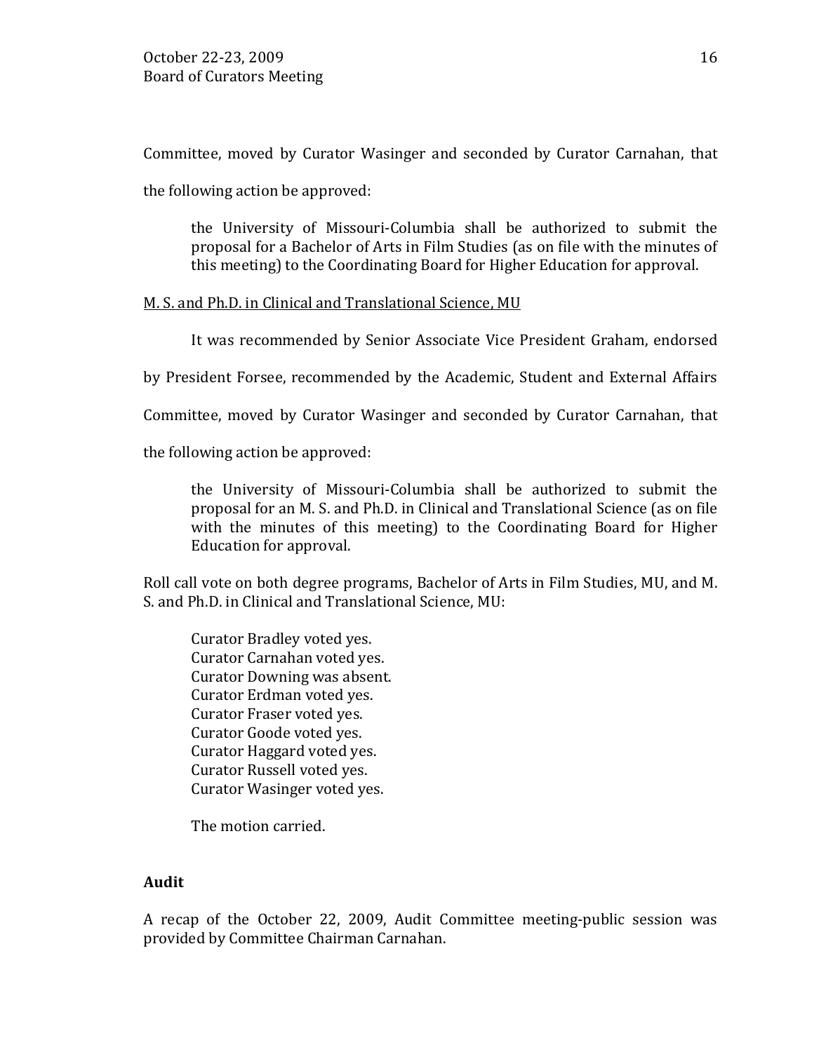Committee, moved by Curator Wasinger and seconded by Curator Carnahan, that the following action be approved:

> the University of Missouri-Columbia shall be authorized to submit the proposal for a Bachelor of Arts in Film Studies (as on file with the minutes of this meeting) to the Coordinating Board for Higher Education for approval.

M. S. and Ph.D. in Clinical and Translational Science, MU

It was recommended by Senior Associate Vice President Graham, endorsed by President Forsee, recommended by the Academic, Student and External Affairs Committee, moved by Curator Wasinger and seconded by Curator Carnahan, that the following action be approved:

> the University of Missouri-Columbia shall be authorized to submit the proposal for an M. S. and Ph.D. in Clinical and Translational Science (as on file with the minutes of this meeting) to the Coordinating Board for Higher Education for approval.

Roll call vote on both degree programs, Bachelor of Arts in Film Studies, MU, and M. S. and Ph.D. in Clinical and Translational Science, MU:

Curator Bradley voted yes.
Curator Carnahan voted yes.
Curator Downing was absent.
Curator Erdman voted yes.
Curator Fraser voted yes.
Curator Goode voted yes.
Curator Haggard voted yes.
Curator Russell voted yes.
Curator Wasinger voted yes.

The motion carried.

**Audit**

A recap of the October 22, 2009, Audit Committee meeting-public session was provided by Committee Chairman Carnahan.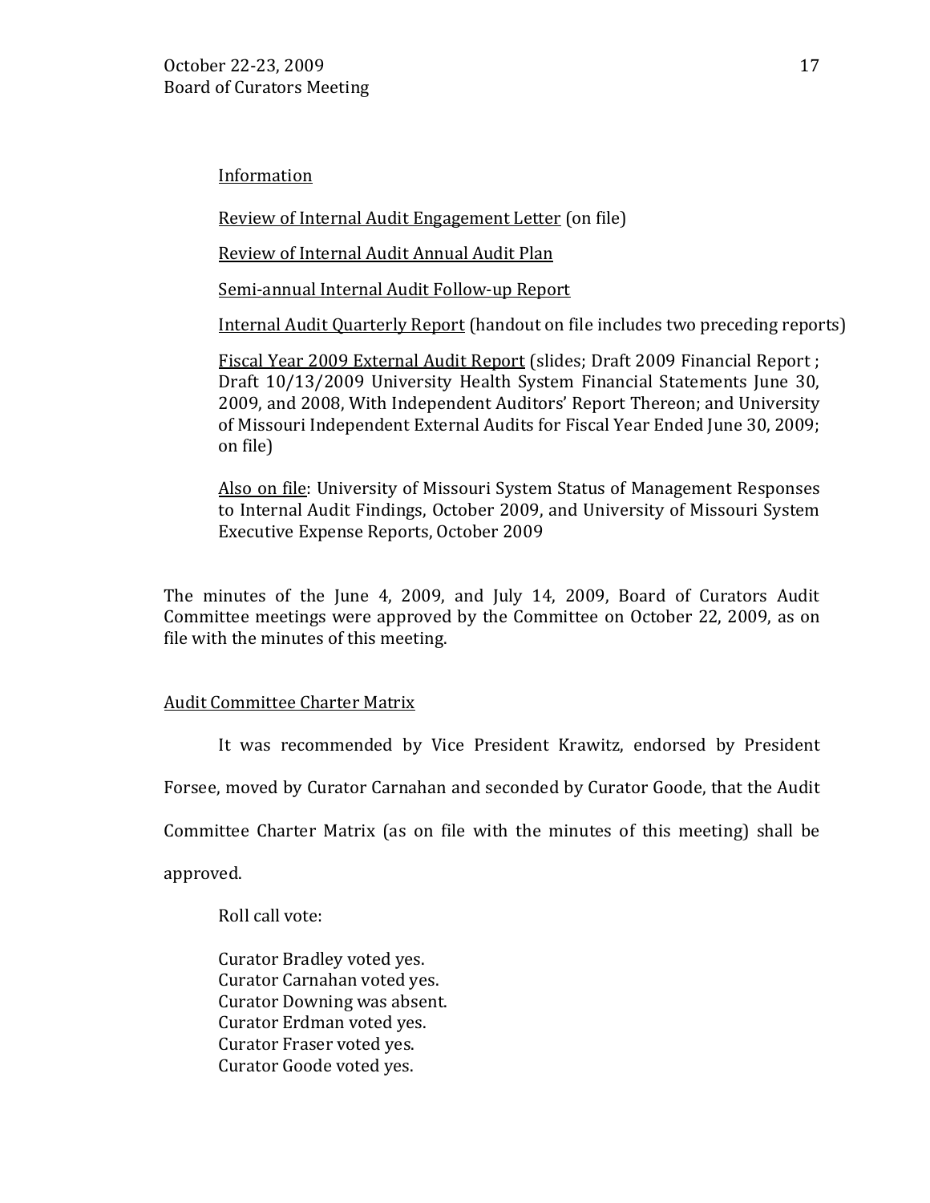Information

Review of Internal Audit Engagement Letter (on file)

Review of Internal Audit Annual Audit Plan

Semi-annual Internal Audit Follow-up Report

Internal Audit Quarterly Report (handout on file includes two preceding reports)

Fiscal Year 2009 External Audit Report (slides; Draft 2009 Financial Report ; Draft 10/13/2009 University Health System Financial Statements June 30, 2009, and 2008, With Independent Auditors' Report Thereon; and University of Missouri Independent External Audits for Fiscal Year Ended June 30, 2009; on file)

Also on file: University of Missouri System Status of Management Responses to Internal Audit Findings, October 2009, and University of Missouri System Executive Expense Reports, October 2009

The minutes of the June 4, 2009, and July 14, 2009, Board of Curators Audit Committee meetings were approved by the Committee on October 22, 2009, as on file with the minutes of this meeting.

Audit Committee Charter Matrix

It was recommended by Vice President Krawitz, endorsed by President Forsee, moved by Curator Carnahan and seconded by Curator Goode, that the Audit Committee Charter Matrix (as on file with the minutes of this meeting) shall be approved.

Roll call vote:

Curator Bradley voted yes.
Curator Carnahan voted yes.
Curator Downing was absent.
Curator Erdman voted yes.
Curator Fraser voted yes.
Curator Goode voted yes.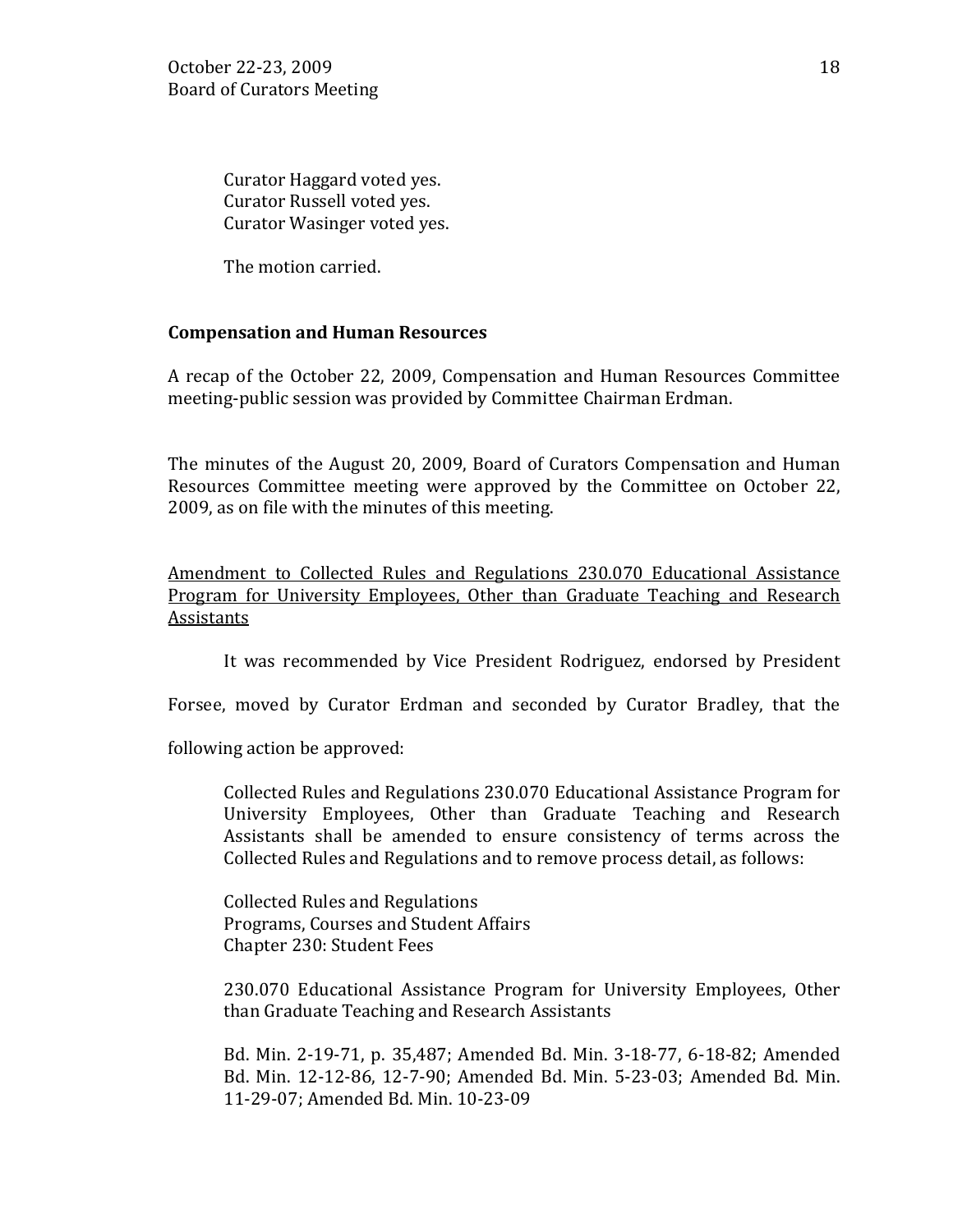Curator Haggard voted yes.
Curator Russell voted yes.
Curator Wasinger voted yes.

The motion carried.

**Compensation and Human Resources**

A recap of the October 22, 2009, Compensation and Human Resources Committee meeting-public session was provided by Committee Chairman Erdman.

The minutes of the August 20, 2009, Board of Curators Compensation and Human Resources Committee meeting were approved by the Committee on October 22, 2009, as on file with the minutes of this meeting.

<u>Amendment to Collected Rules and Regulations 230.070 Educational Assistance Program for University Employees, Other than Graduate Teaching and Research Assistants</u>

It was recommended by Vice President Rodriguez, endorsed by President Forsee, moved by Curator Erdman and seconded by Curator Bradley, that the following action be approved:

> Collected Rules and Regulations 230.070 Educational Assistance Program for University Employees, Other than Graduate Teaching and Research Assistants shall be amended to ensure consistency of terms across the Collected Rules and Regulations and to remove process detail, as follows:
>
> Collected Rules and Regulations
> Programs, Courses and Student Affairs
> Chapter 230: Student Fees
>
> 230.070 Educational Assistance Program for University Employees, Other than Graduate Teaching and Research Assistants
>
> Bd. Min. 2-19-71, p. 35,487; Amended Bd. Min. 3-18-77, 6-18-82; Amended Bd. Min. 12-12-86, 12-7-90; Amended Bd. Min. 5-23-03; Amended Bd. Min. 11-29-07; Amended Bd. Min. 10-23-09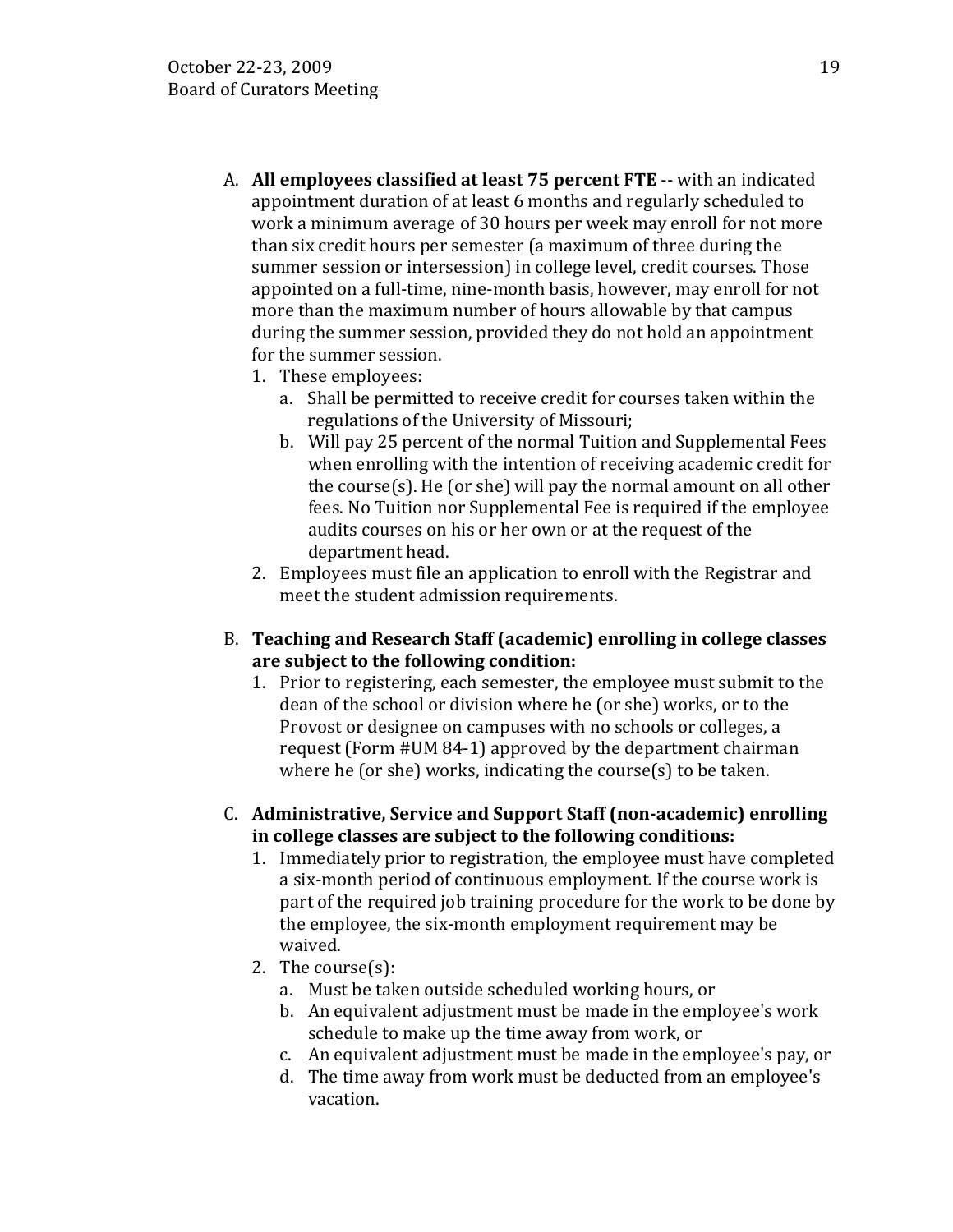A. **All employees classified at least 75 percent FTE** -- with an indicated appointment duration of at least 6 months and regularly scheduled to work a minimum average of 30 hours per week may enroll for not more than six credit hours per semester (a maximum of three during the summer session or intersession) in college level, credit courses. Those appointed on a full-time, nine-month basis, however, may enroll for not more than the maximum number of hours allowable by that campus during the summer session, provided they do not hold an appointment for the summer session.
   1. These employees:
      a. Shall be permitted to receive credit for courses taken within the regulations of the University of Missouri;
      b. Will pay 25 percent of the normal Tuition and Supplemental Fees when enrolling with the intention of receiving academic credit for the course(s). He (or she) will pay the normal amount on all other fees. No Tuition nor Supplemental Fee is required if the employee audits courses on his or her own or at the request of the department head.
   2. Employees must file an application to enroll with the Registrar and meet the student admission requirements.

B. **Teaching and Research Staff (academic) enrolling in college classes are subject to the following condition:**
   1. Prior to registering, each semester, the employee must submit to the dean of the school or division where he (or she) works, or to the Provost or designee on campuses with no schools or colleges, a request (Form #UM 84-1) approved by the department chairman where he (or she) works, indicating the course(s) to be taken.

C. **Administrative, Service and Support Staff (non-academic) enrolling in college classes are subject to the following conditions:**
   1. Immediately prior to registration, the employee must have completed a six-month period of continuous employment. If the course work is part of the required job training procedure for the work to be done by the employee, the six-month employment requirement may be waived.
   2. The course(s):
      a. Must be taken outside scheduled working hours, or
      b. An equivalent adjustment must be made in the employee's work schedule to make up the time away from work, or
      c. An equivalent adjustment must be made in the employee's pay, or
      d. The time away from work must be deducted from an employee's vacation.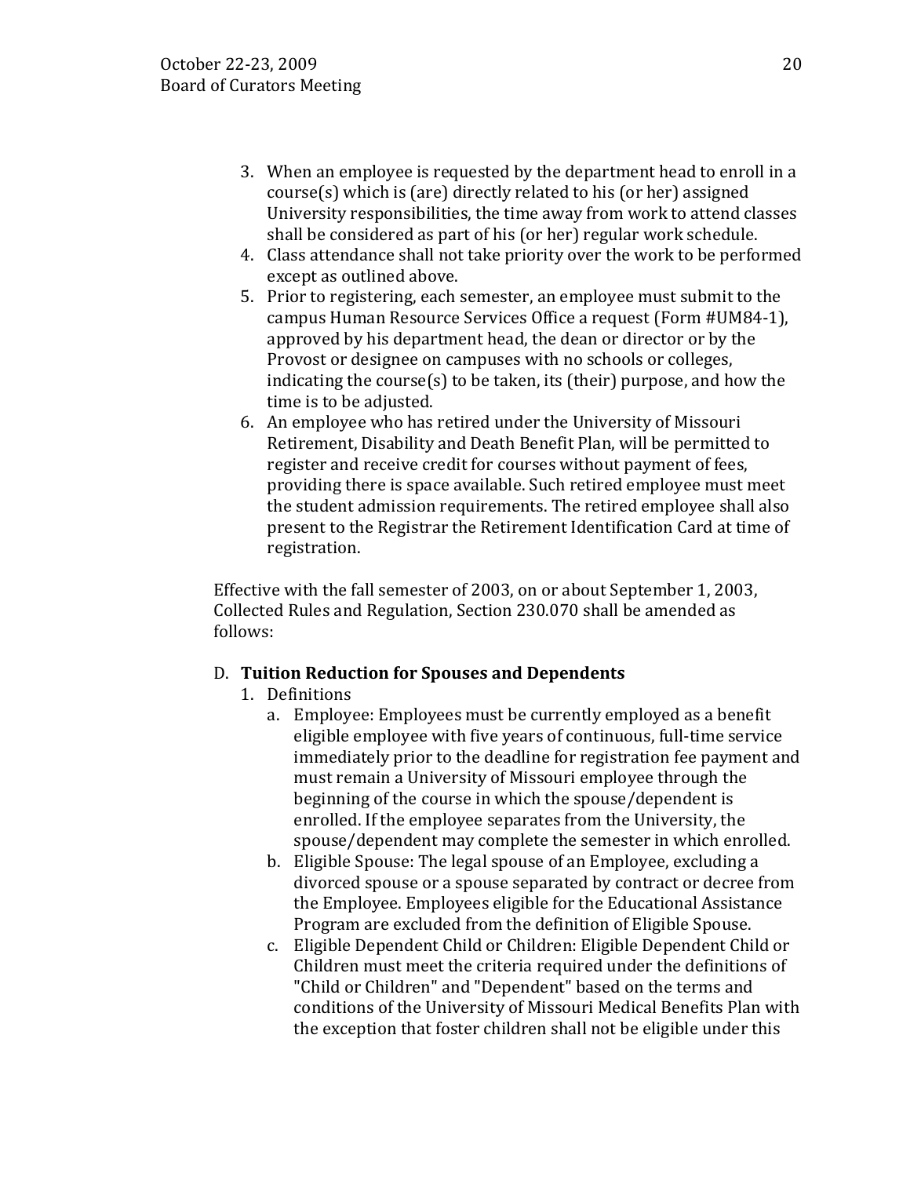3. When an employee is requested by the department head to enroll in a course(s) which is (are) directly related to his (or her) assigned University responsibilities, the time away from work to attend classes shall be considered as part of his (or her) regular work schedule.
4. Class attendance shall not take priority over the work to be performed except as outlined above.
5. Prior to registering, each semester, an employee must submit to the campus Human Resource Services Office a request (Form #UM84-1), approved by his department head, the dean or director or by the Provost or designee on campuses with no schools or colleges, indicating the course(s) to be taken, its (their) purpose, and how the time is to be adjusted.
6. An employee who has retired under the University of Missouri Retirement, Disability and Death Benefit Plan, will be permitted to register and receive credit for courses without payment of fees, providing there is space available. Such retired employee must meet the student admission requirements. The retired employee shall also present to the Registrar the Retirement Identification Card at time of registration.

Effective with the fall semester of 2003, on or about September 1, 2003, Collected Rules and Regulation, Section 230.070 shall be amended as follows:

D. **Tuition Reduction for Spouses and Dependents**

1. Definitions
   a. Employee: Employees must be currently employed as a benefit eligible employee with five years of continuous, full-time service immediately prior to the deadline for registration fee payment and must remain a University of Missouri employee through the beginning of the course in which the spouse/dependent is enrolled. If the employee separates from the University, the spouse/dependent may complete the semester in which enrolled.
   b. Eligible Spouse: The legal spouse of an Employee, excluding a divorced spouse or a spouse separated by contract or decree from the Employee. Employees eligible for the Educational Assistance Program are excluded from the definition of Eligible Spouse.
   c. Eligible Dependent Child or Children: Eligible Dependent Child or Children must meet the criteria required under the definitions of "Child or Children" and "Dependent" based on the terms and conditions of the University of Missouri Medical Benefits Plan with the exception that foster children shall not be eligible under this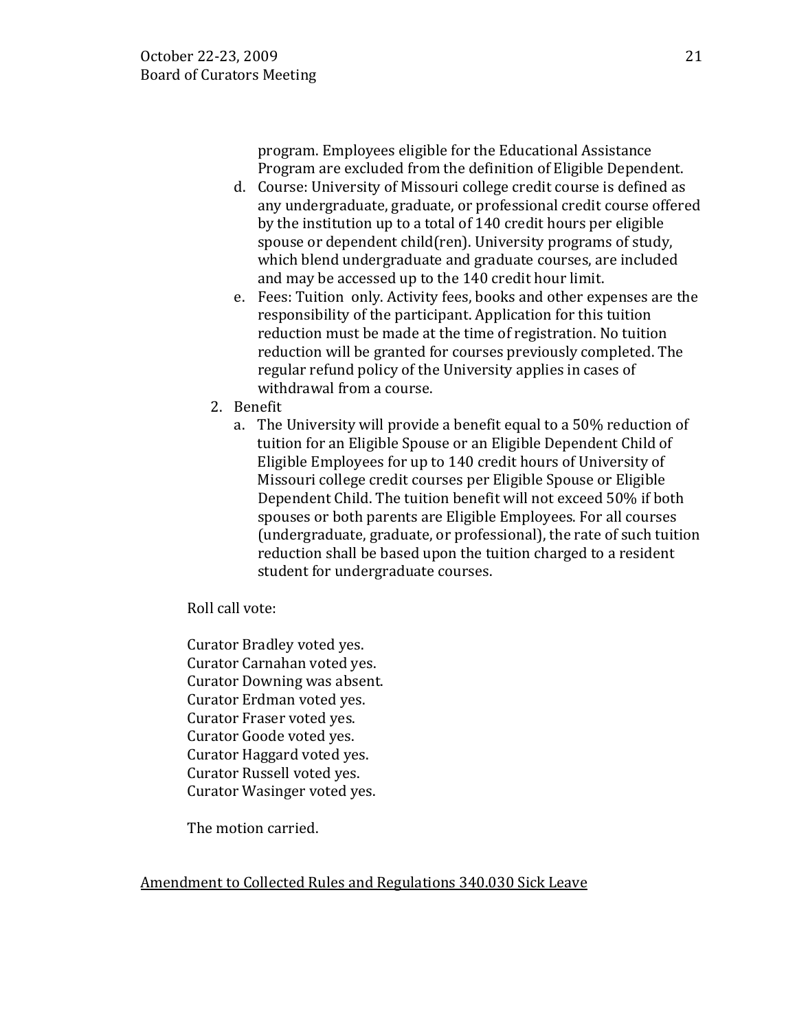program. Employees eligible for the Educational Assistance Program are excluded from the definition of Eligible Dependent.

d. Course: University of Missouri college credit course is defined as any undergraduate, graduate, or professional credit course offered by the institution up to a total of 140 credit hours per eligible spouse or dependent child(ren). University programs of study, which blend undergraduate and graduate courses, are included and may be accessed up to the 140 credit hour limit.

e. Fees: Tuition only. Activity fees, books and other expenses are the responsibility of the participant. Application for this tuition reduction must be made at the time of registration. No tuition reduction will be granted for courses previously completed. The regular refund policy of the University applies in cases of withdrawal from a course.

2. Benefit

   a. The University will provide a benefit equal to a 50% reduction of tuition for an Eligible Spouse or an Eligible Dependent Child of Eligible Employees for up to 140 credit hours of University of Missouri college credit courses per Eligible Spouse or Eligible Dependent Child. The tuition benefit will not exceed 50% if both spouses or both parents are Eligible Employees. For all courses (undergraduate, graduate, or professional), the rate of such tuition reduction shall be based upon the tuition charged to a resident student for undergraduate courses.

Roll call vote:

Curator Bradley voted yes.
Curator Carnahan voted yes.
Curator Downing was absent.
Curator Erdman voted yes.
Curator Fraser voted yes.
Curator Goode voted yes.
Curator Haggard voted yes.
Curator Russell voted yes.
Curator Wasinger voted yes.

The motion carried.

Amendment to Collected Rules and Regulations 340.030 Sick Leave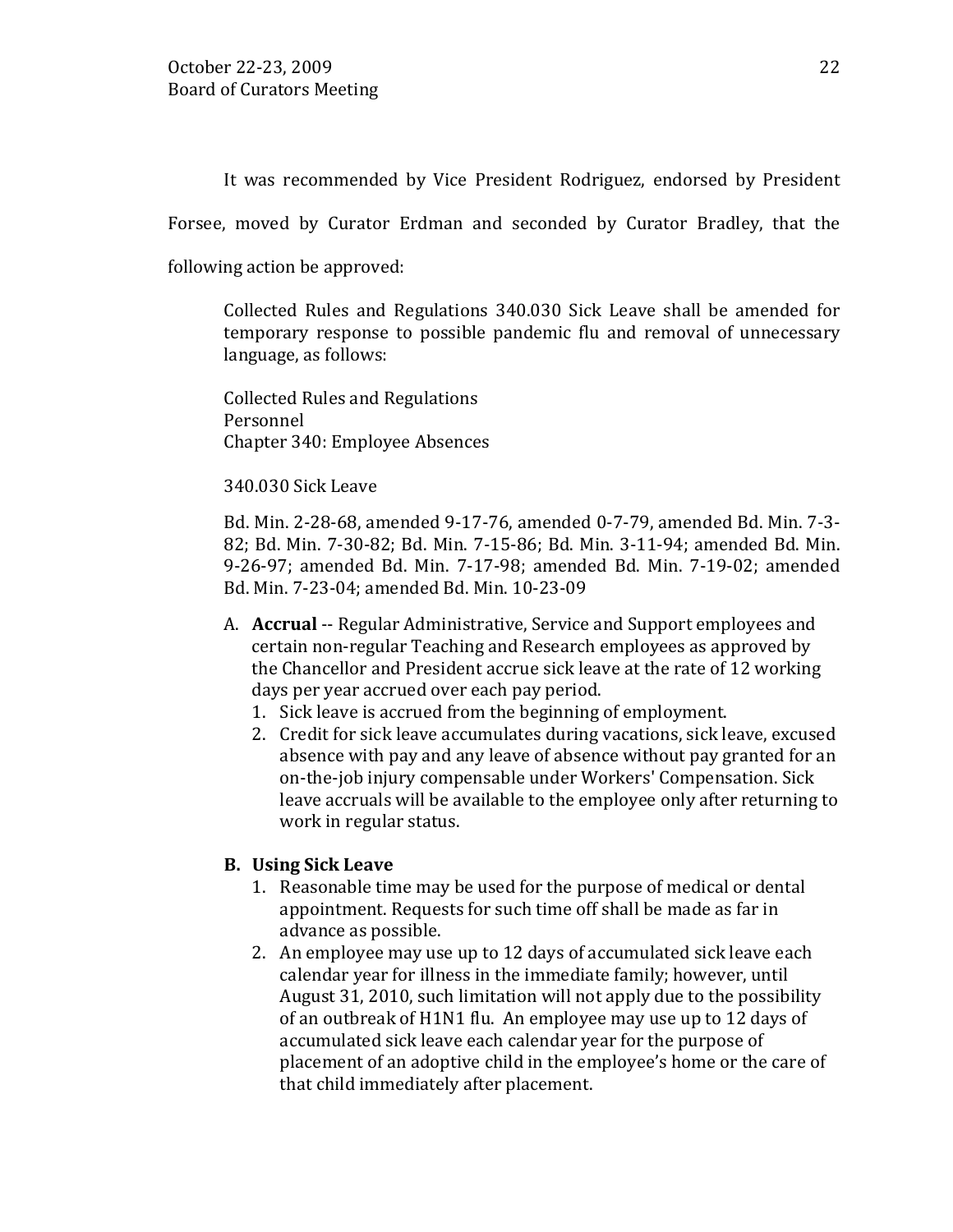It was recommended by Vice President Rodriguez, endorsed by President Forsee, moved by Curator Erdman and seconded by Curator Bradley, that the following action be approved:

> Collected Rules and Regulations 340.030 Sick Leave shall be amended for temporary response to possible pandemic flu and removal of unnecessary language, as follows:
>
> Collected Rules and Regulations
> Personnel
> Chapter 340: Employee Absences
>
> 340.030 Sick Leave
>
> Bd. Min. 2-28-68, amended 9-17-76, amended 0-7-79, amended Bd. Min. 7-3-82; Bd. Min. 7-30-82; Bd. Min. 7-15-86; Bd. Min. 3-11-94; amended Bd. Min. 9-26-97; amended Bd. Min. 7-17-98; amended Bd. Min. 7-19-02; amended Bd. Min. 7-23-04; amended Bd. Min. 10-23-09

A. **Accrual** -- Regular Administrative, Service and Support employees and certain non-regular Teaching and Research employees as approved by the Chancellor and President accrue sick leave at the rate of 12 working days per year accrued over each pay period.
   1. Sick leave is accrued from the beginning of employment.
   2. Credit for sick leave accumulates during vacations, sick leave, excused absence with pay and any leave of absence without pay granted for an on-the-job injury compensable under Workers' Compensation. Sick leave accruals will be available to the employee only after returning to work in regular status.

**B. Using Sick Leave**
   1. Reasonable time may be used for the purpose of medical or dental appointment. Requests for such time off shall be made as far in advance as possible.
   2. An employee may use up to 12 days of accumulated sick leave each calendar year for illness in the immediate family; however, until August 31, 2010, such limitation will not apply due to the possibility of an outbreak of H1N1 flu. An employee may use up to 12 days of accumulated sick leave each calendar year for the purpose of placement of an adoptive child in the employee's home or the care of that child immediately after placement.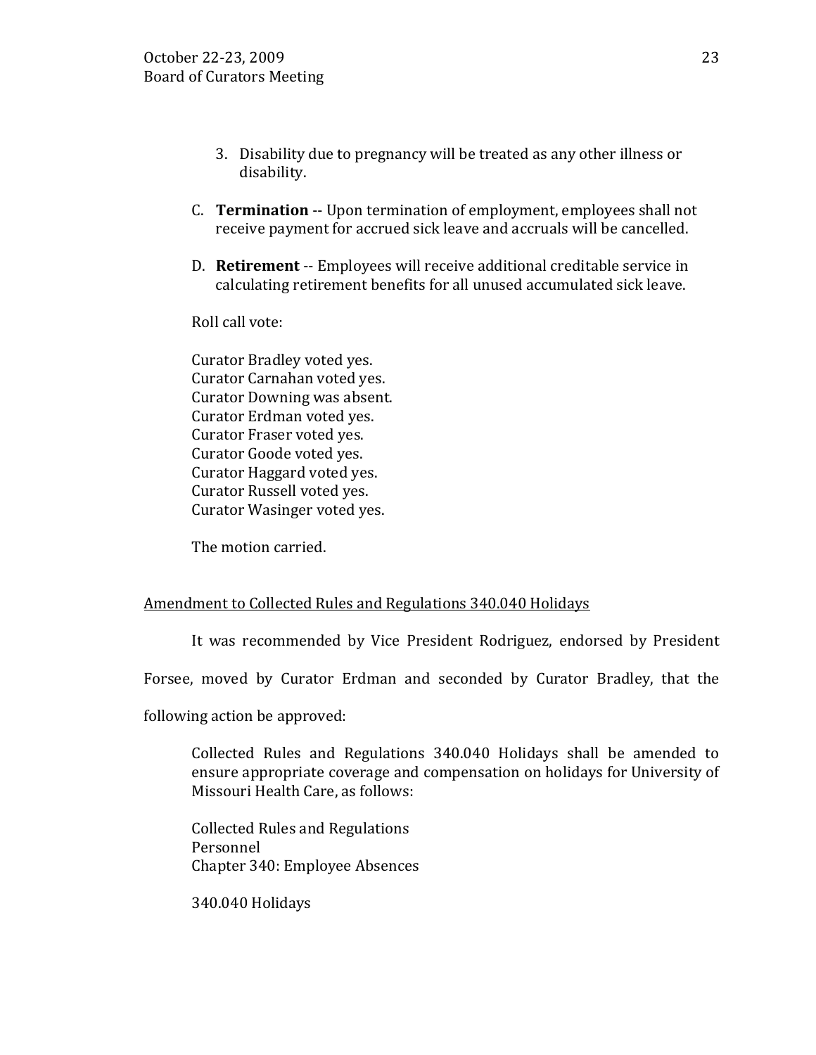3. Disability due to pregnancy will be treated as any other illness or disability.

C. **Termination** -- Upon termination of employment, employees shall not receive payment for accrued sick leave and accruals will be cancelled.

D. **Retirement** -- Employees will receive additional creditable service in calculating retirement benefits for all unused accumulated sick leave.

Roll call vote:

Curator Bradley voted yes.
Curator Carnahan voted yes.
Curator Downing was absent.
Curator Erdman voted yes.
Curator Fraser voted yes.
Curator Goode voted yes.
Curator Haggard voted yes.
Curator Russell voted yes.
Curator Wasinger voted yes.

The motion carried.

<u>Amendment to Collected Rules and Regulations 340.040 Holidays</u>

It was recommended by Vice President Rodriguez, endorsed by President Forsee, moved by Curator Erdman and seconded by Curator Bradley, that the following action be approved:

Collected Rules and Regulations 340.040 Holidays shall be amended to ensure appropriate coverage and compensation on holidays for University of Missouri Health Care, as follows:

Collected Rules and Regulations
Personnel
Chapter 340: Employee Absences

340.040 Holidays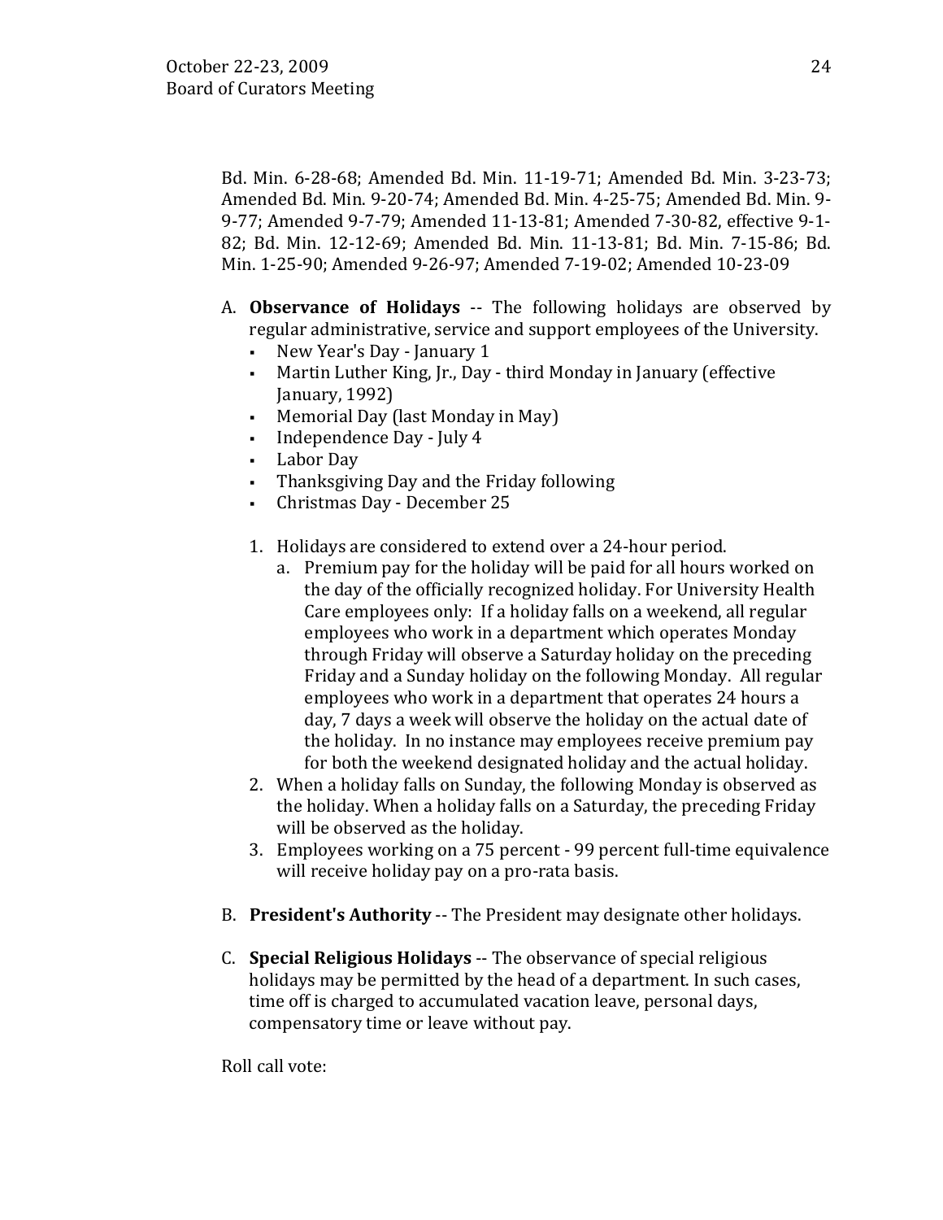Bd. Min. 6-28-68; Amended Bd. Min. 11-19-71; Amended Bd. Min. 3-23-73; Amended Bd. Min. 9-20-74; Amended Bd. Min. 4-25-75; Amended Bd. Min. 9-9-77; Amended 9-7-79; Amended 11-13-81; Amended 7-30-82, effective 9-1-82; Bd. Min. 12-12-69; Amended Bd. Min. 11-13-81; Bd. Min. 7-15-86; Bd. Min. 1-25-90; Amended 9-26-97; Amended 7-19-02; Amended 10-23-09

A. **Observance of Holidays** -- The following holidays are observed by regular administrative, service and support employees of the University.
   - New Year's Day - January 1
   - Martin Luther King, Jr., Day - third Monday in January (effective January, 1992)
   - Memorial Day (last Monday in May)
   - Independence Day - July 4
   - Labor Day
   - Thanksgiving Day and the Friday following
   - Christmas Day - December 25

   1. Holidays are considered to extend over a 24-hour period.
      a. Premium pay for the holiday will be paid for all hours worked on the day of the officially recognized holiday. For University Health Care employees only: If a holiday falls on a weekend, all regular employees who work in a department which operates Monday through Friday will observe a Saturday holiday on the preceding Friday and a Sunday holiday on the following Monday. All regular employees who work in a department that operates 24 hours a day, 7 days a week will observe the holiday on the actual date of the holiday. In no instance may employees receive premium pay for both the weekend designated holiday and the actual holiday.
   2. When a holiday falls on Sunday, the following Monday is observed as the holiday. When a holiday falls on a Saturday, the preceding Friday will be observed as the holiday.
   3. Employees working on a 75 percent - 99 percent full-time equivalence will receive holiday pay on a pro-rata basis.

B. **President's Authority** -- The President may designate other holidays.

C. **Special Religious Holidays** -- The observance of special religious holidays may be permitted by the head of a department. In such cases, time off is charged to accumulated vacation leave, personal days, compensatory time or leave without pay.

Roll call vote: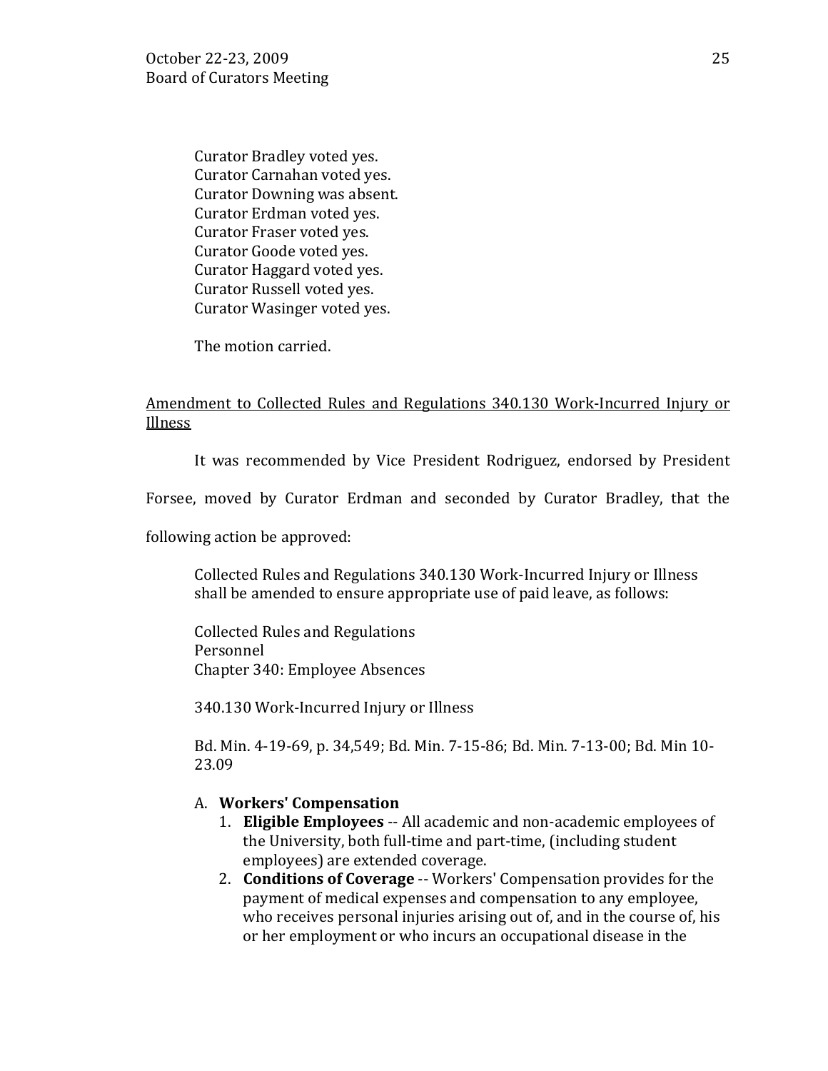Curator Bradley voted yes.
Curator Carnahan voted yes.
Curator Downing was absent.
Curator Erdman voted yes.
Curator Fraser voted yes.
Curator Goode voted yes.
Curator Haggard voted yes.
Curator Russell voted yes.
Curator Wasinger voted yes.

The motion carried.

<u>Amendment to Collected Rules and Regulations 340.130 Work-Incurred Injury or Illness</u>

It was recommended by Vice President Rodriguez, endorsed by President Forsee, moved by Curator Erdman and seconded by Curator Bradley, that the following action be approved:

Collected Rules and Regulations 340.130 Work-Incurred Injury or Illness shall be amended to ensure appropriate use of paid leave, as follows:

Collected Rules and Regulations
Personnel
Chapter 340: Employee Absences

340.130 Work-Incurred Injury or Illness

Bd. Min. 4-19-69, p. 34,549; Bd. Min. 7-15-86; Bd. Min. 7-13-00; Bd. Min 10-23.09

A. **Workers' Compensation**
   1. **Eligible Employees** -- All academic and non-academic employees of the University, both full-time and part-time, (including student employees) are extended coverage.
   2. **Conditions of Coverage** -- Workers' Compensation provides for the payment of medical expenses and compensation to any employee, who receives personal injuries arising out of, and in the course of, his or her employment or who incurs an occupational disease in the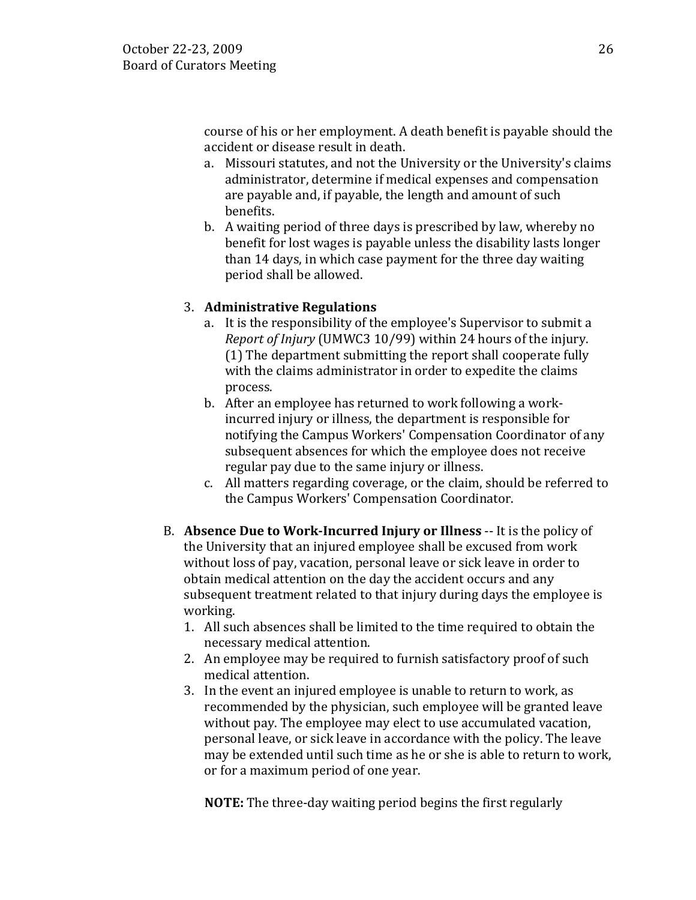course of his or her employment. A death benefit is payable should the accident or disease result in death.

a. Missouri statutes, and not the University or the University's claims administrator, determine if medical expenses and compensation are payable and, if payable, the length and amount of such benefits.
b. A waiting period of three days is prescribed by law, whereby no benefit for lost wages is payable unless the disability lasts longer than 14 days, in which case payment for the three day waiting period shall be allowed.

3. **Administrative Regulations**
   a. It is the responsibility of the employee's Supervisor to submit a *Report of Injury* (UMWC3 10/99) within 24 hours of the injury. (1) The department submitting the report shall cooperate fully with the claims administrator in order to expedite the claims process.
   b. After an employee has returned to work following a work-incurred injury or illness, the department is responsible for notifying the Campus Workers' Compensation Coordinator of any subsequent absences for which the employee does not receive regular pay due to the same injury or illness.
   c. All matters regarding coverage, or the claim, should be referred to the Campus Workers' Compensation Coordinator.

B. **Absence Due to Work-Incurred Injury or Illness** -- It is the policy of the University that an injured employee shall be excused from work without loss of pay, vacation, personal leave or sick leave in order to obtain medical attention on the day the accident occurs and any subsequent treatment related to that injury during days the employee is working.

1. All such absences shall be limited to the time required to obtain the necessary medical attention.
2. An employee may be required to furnish satisfactory proof of such medical attention.
3. In the event an injured employee is unable to return to work, as recommended by the physician, such employee will be granted leave without pay. The employee may elect to use accumulated vacation, personal leave, or sick leave in accordance with the policy. The leave may be extended until such time as he or she is able to return to work, or for a maximum period of one year.

   **NOTE:** The three-day waiting period begins the first regularly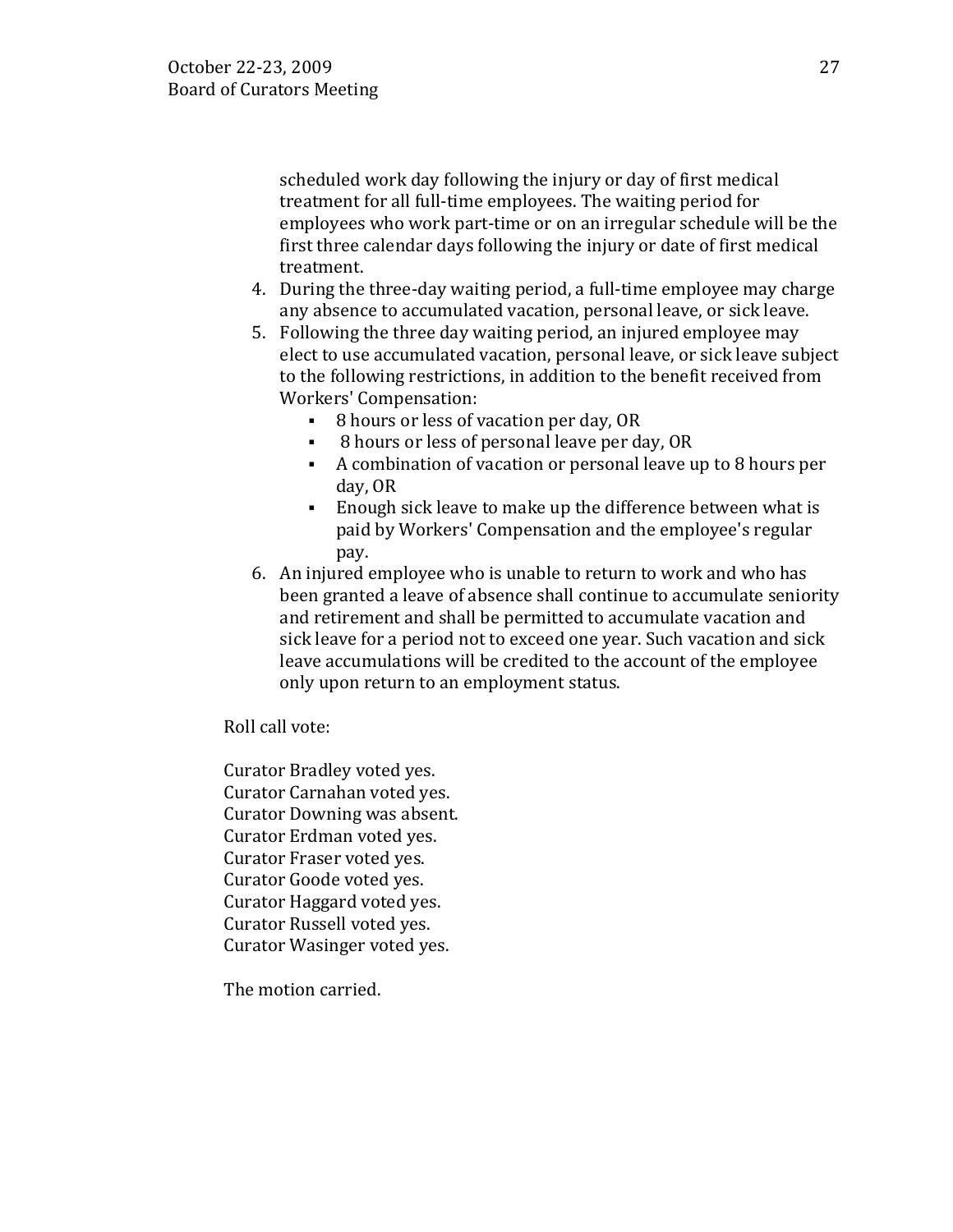scheduled work day following the injury or day of first medical treatment for all full-time employees. The waiting period for employees who work part-time or on an irregular schedule will be the first three calendar days following the injury or date of first medical treatment.

4. During the three-day waiting period, a full-time employee may charge any absence to accumulated vacation, personal leave, or sick leave.
5. Following the three day waiting period, an injured employee may elect to use accumulated vacation, personal leave, or sick leave subject to the following restrictions, in addition to the benefit received from Workers' Compensation:
   - 8 hours or less of vacation per day, OR
   - 8 hours or less of personal leave per day, OR
   - A combination of vacation or personal leave up to 8 hours per day, OR
   - Enough sick leave to make up the difference between what is paid by Workers' Compensation and the employee's regular pay.
6. An injured employee who is unable to return to work and who has been granted a leave of absence shall continue to accumulate seniority and retirement and shall be permitted to accumulate vacation and sick leave for a period not to exceed one year. Such vacation and sick leave accumulations will be credited to the account of the employee only upon return to an employment status.

Roll call vote:

Curator Bradley voted yes.
Curator Carnahan voted yes.
Curator Downing was absent.
Curator Erdman voted yes.
Curator Fraser voted yes.
Curator Goode voted yes.
Curator Haggard voted yes.
Curator Russell voted yes.
Curator Wasinger voted yes.

The motion carried.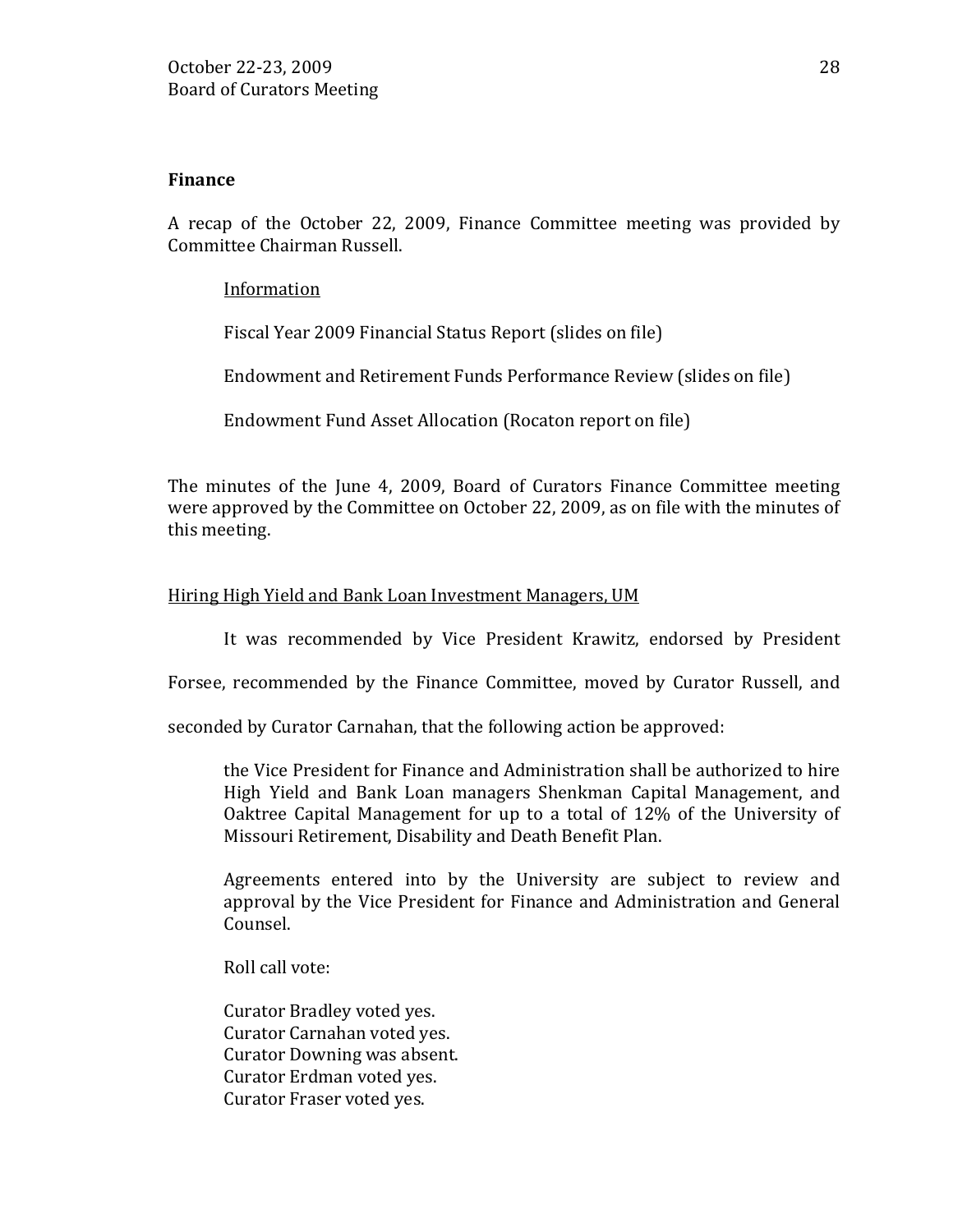## Finance

A recap of the October 22, 2009, Finance Committee meeting was provided by Committee Chairman Russell.

> <u>Information</u>
>
> Fiscal Year 2009 Financial Status Report (slides on file)
>
> Endowment and Retirement Funds Performance Review (slides on file)
>
> Endowment Fund Asset Allocation (Rocaton report on file)

The minutes of the June 4, 2009, Board of Curators Finance Committee meeting were approved by the Committee on October 22, 2009, as on file with the minutes of this meeting.

<u>Hiring High Yield and Bank Loan Investment Managers, UM</u>

It was recommended by Vice President Krawitz, endorsed by President Forsee, recommended by the Finance Committee, moved by Curator Russell, and seconded by Curator Carnahan, that the following action be approved:

> the Vice President for Finance and Administration shall be authorized to hire High Yield and Bank Loan managers Shenkman Capital Management, and Oaktree Capital Management for up to a total of 12% of the University of Missouri Retirement, Disability and Death Benefit Plan.
>
> Agreements entered into by the University are subject to review and approval by the Vice President for Finance and Administration and General Counsel.
>
> Roll call vote:
>
> Curator Bradley voted yes.
> Curator Carnahan voted yes.
> Curator Downing was absent.
> Curator Erdman voted yes.
> Curator Fraser voted yes.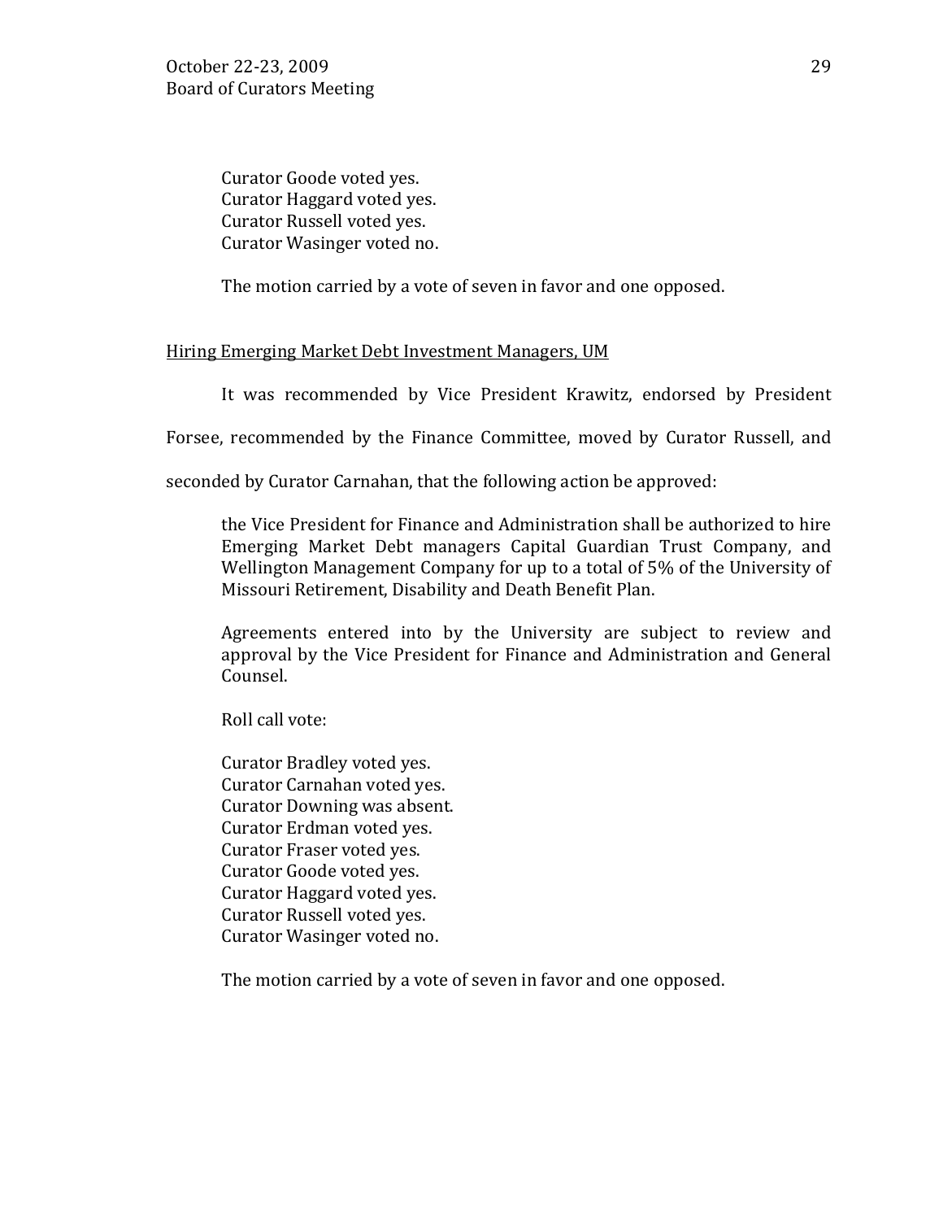Curator Goode voted yes.
Curator Haggard voted yes.
Curator Russell voted yes.
Curator Wasinger voted no.

The motion carried by a vote of seven in favor and one opposed.

<u>Hiring Emerging Market Debt Investment Managers, UM</u>

It was recommended by Vice President Krawitz, endorsed by President Forsee, recommended by the Finance Committee, moved by Curator Russell, and seconded by Curator Carnahan, that the following action be approved:

> the Vice President for Finance and Administration shall be authorized to hire Emerging Market Debt managers Capital Guardian Trust Company, and Wellington Management Company for up to a total of 5% of the University of Missouri Retirement, Disability and Death Benefit Plan.
>
> Agreements entered into by the University are subject to review and approval by the Vice President for Finance and Administration and General Counsel.

Roll call vote:

Curator Bradley voted yes.
Curator Carnahan voted yes.
Curator Downing was absent.
Curator Erdman voted yes.
Curator Fraser voted yes.
Curator Goode voted yes.
Curator Haggard voted yes.
Curator Russell voted yes.
Curator Wasinger voted no.

The motion carried by a vote of seven in favor and one opposed.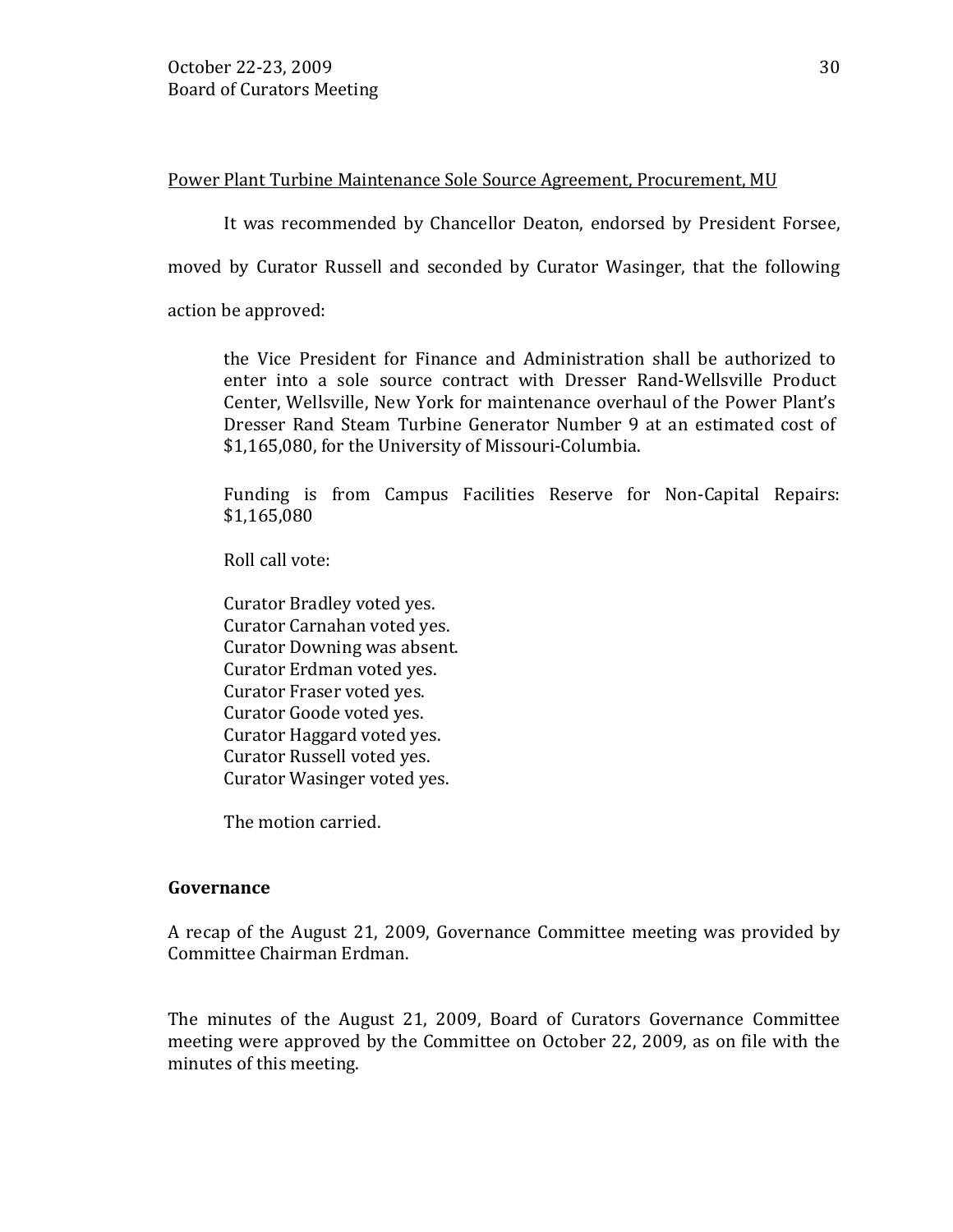Power Plant Turbine Maintenance Sole Source Agreement, Procurement, MU

It was recommended by Chancellor Deaton, endorsed by President Forsee, moved by Curator Russell and seconded by Curator Wasinger, that the following action be approved:

> the Vice President for Finance and Administration shall be authorized to enter into a sole source contract with Dresser Rand-Wellsville Product Center, Wellsville, New York for maintenance overhaul of the Power Plant's Dresser Rand Steam Turbine Generator Number 9 at an estimated cost of $1,165,080, for the University of Missouri-Columbia.
>
> Funding is from Campus Facilities Reserve for Non-Capital Repairs: $1,165,080
>
> Roll call vote:
>
> Curator Bradley voted yes.
> Curator Carnahan voted yes.
> Curator Downing was absent.
> Curator Erdman voted yes.
> Curator Fraser voted yes.
> Curator Goode voted yes.
> Curator Haggard voted yes.
> Curator Russell voted yes.
> Curator Wasinger voted yes.
>
> The motion carried.

**Governance**

A recap of the August 21, 2009, Governance Committee meeting was provided by Committee Chairman Erdman.

The minutes of the August 21, 2009, Board of Curators Governance Committee meeting were approved by the Committee on October 22, 2009, as on file with the minutes of this meeting.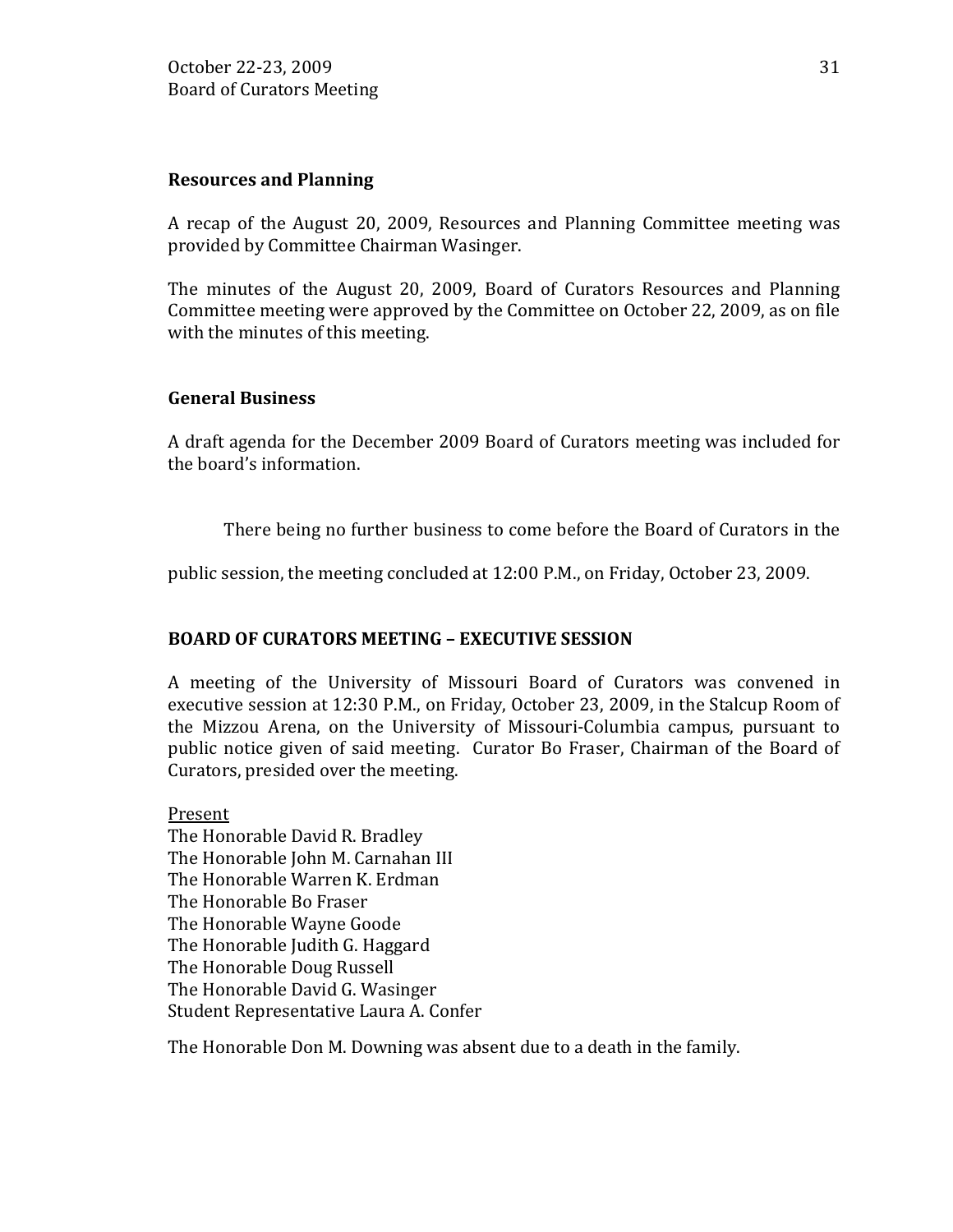**Resources and Planning**

A recap of the August 20, 2009, Resources and Planning Committee meeting was provided by Committee Chairman Wasinger.

The minutes of the August 20, 2009, Board of Curators Resources and Planning Committee meeting were approved by the Committee on October 22, 2009, as on file with the minutes of this meeting.

**General Business**

A draft agenda for the December 2009 Board of Curators meeting was included for the board's information.

There being no further business to come before the Board of Curators in the public session, the meeting concluded at 12:00 P.M., on Friday, October 23, 2009.

**BOARD OF CURATORS MEETING – EXECUTIVE SESSION**

A meeting of the University of Missouri Board of Curators was convened in executive session at 12:30 P.M., on Friday, October 23, 2009, in the Stalcup Room of the Mizzou Arena, on the University of Missouri-Columbia campus, pursuant to public notice given of said meeting. Curator Bo Fraser, Chairman of the Board of Curators, presided over the meeting.

Present
The Honorable David R. Bradley
The Honorable John M. Carnahan III
The Honorable Warren K. Erdman
The Honorable Bo Fraser
The Honorable Wayne Goode
The Honorable Judith G. Haggard
The Honorable Doug Russell
The Honorable David G. Wasinger
Student Representative Laura A. Confer

The Honorable Don M. Downing was absent due to a death in the family.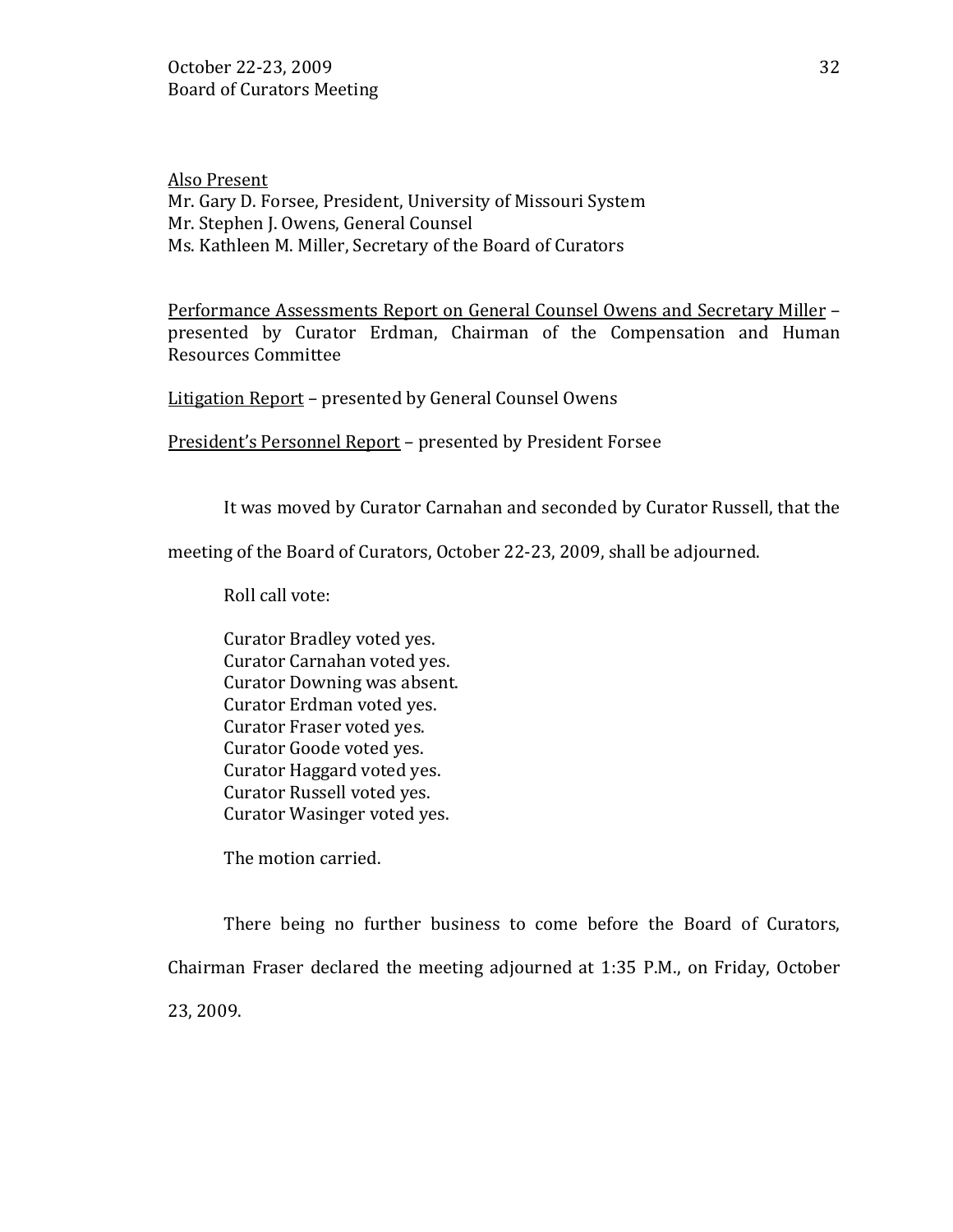Also Present
Mr. Gary D. Forsee, President, University of Missouri System
Mr. Stephen J. Owens, General Counsel
Ms. Kathleen M. Miller, Secretary of the Board of Curators

Performance Assessments Report on General Counsel Owens and Secretary Miller – presented by Curator Erdman, Chairman of the Compensation and Human Resources Committee

Litigation Report – presented by General Counsel Owens

President's Personnel Report – presented by President Forsee

It was moved by Curator Carnahan and seconded by Curator Russell, that the meeting of the Board of Curators, October 22-23, 2009, shall be adjourned.

Roll call vote:

Curator Bradley voted yes.
Curator Carnahan voted yes.
Curator Downing was absent.
Curator Erdman voted yes.
Curator Fraser voted yes.
Curator Goode voted yes.
Curator Haggard voted yes.
Curator Russell voted yes.
Curator Wasinger voted yes.

The motion carried.

There being no further business to come before the Board of Curators, Chairman Fraser declared the meeting adjourned at 1:35 P.M., on Friday, October 23, 2009.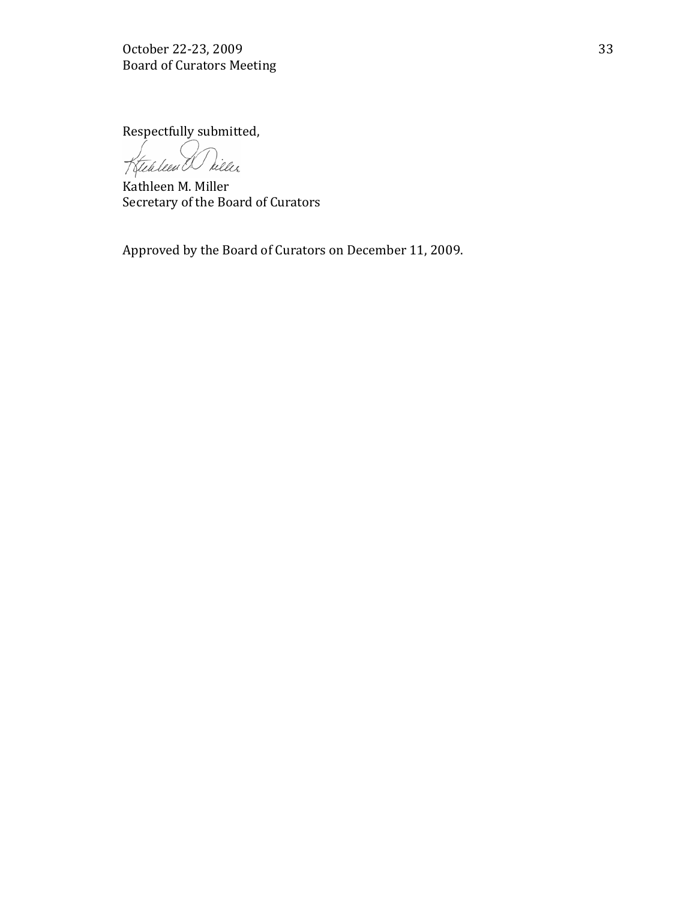Respectfully submitted,

Kathleen M. Miller
Secretary of the Board of Curators

Approved by the Board of Curators on December 11, 2009.